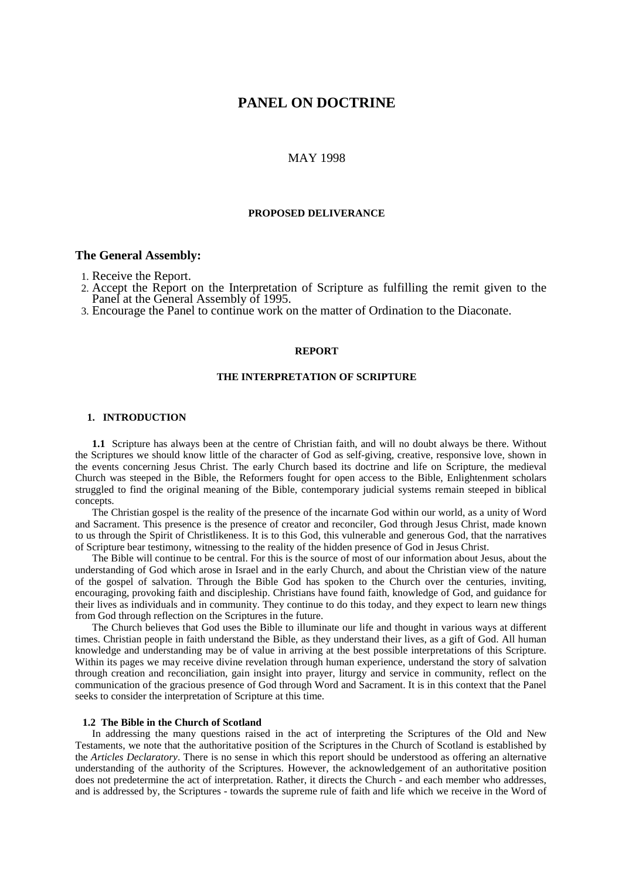# PANEL ON DOCTRINE

MAY 1998

**PROPOSED DELIVERANCE**

## The General Assembly:

1. Receive the Report.
2. Accept the Report on the Interpretation of Scripture as fulfilling the remit given to the Panel at the General Assembly of 1995.
3. Encourage the Panel to continue work on the matter of Ordination to the Diaconate.

**REPORT**

**THE INTERPRETATION OF SCRIPTURE**

### 1. INTRODUCTION

**1.1** Scripture has always been at the centre of Christian faith, and will no doubt always be there. Without the Scriptures we should know little of the character of God as self-giving, creative, responsive love, shown in the events concerning Jesus Christ. The early Church based its doctrine and life on Scripture, the medieval Church was steeped in the Bible, the Reformers fought for open access to the Bible, Enlightenment scholars struggled to find the original meaning of the Bible, contemporary judicial systems remain steeped in biblical concepts.

The Christian gospel is the reality of the presence of the incarnate God within our world, as a unity of Word and Sacrament. This presence is the presence of creator and reconciler, God through Jesus Christ, made known to us through the Spirit of Christlikeness. It is to this God, this vulnerable and generous God, that the narratives of Scripture bear testimony, witnessing to the reality of the hidden presence of God in Jesus Christ.

The Bible will continue to be central. For this is the source of most of our information about Jesus, about the understanding of God which arose in Israel and in the early Church, and about the Christian view of the nature of the gospel of salvation. Through the Bible God has spoken to the Church over the centuries, inviting, encouraging, provoking faith and discipleship. Christians have found faith, knowledge of God, and guidance for their lives as individuals and in community. They continue to do this today, and they expect to learn new things from God through reflection on the Scriptures in the future.

The Church believes that God uses the Bible to illuminate our life and thought in various ways at different times. Christian people in faith understand the Bible, as they understand their lives, as a gift of God. All human knowledge and understanding may be of value in arriving at the best possible interpretations of this Scripture. Within its pages we may receive divine revelation through human experience, understand the story of salvation through creation and reconciliation, gain insight into prayer, liturgy and service in community, reflect on the communication of the gracious presence of God through Word and Sacrament. It is in this context that the Panel seeks to consider the interpretation of Scripture at this time.

#### 1.2 The Bible in the Church of Scotland

In addressing the many questions raised in the act of interpreting the Scriptures of the Old and New Testaments, we note that the authoritative position of the Scriptures in the Church of Scotland is established by the *Articles Declaratory*. There is no sense in which this report should be understood as offering an alternative understanding of the authority of the Scriptures. However, the acknowledgement of an authoritative position does not predetermine the act of interpretation. Rather, it directs the Church - and each member who addresses, and is addressed by, the Scriptures - towards the supreme rule of faith and life which we receive in the Word of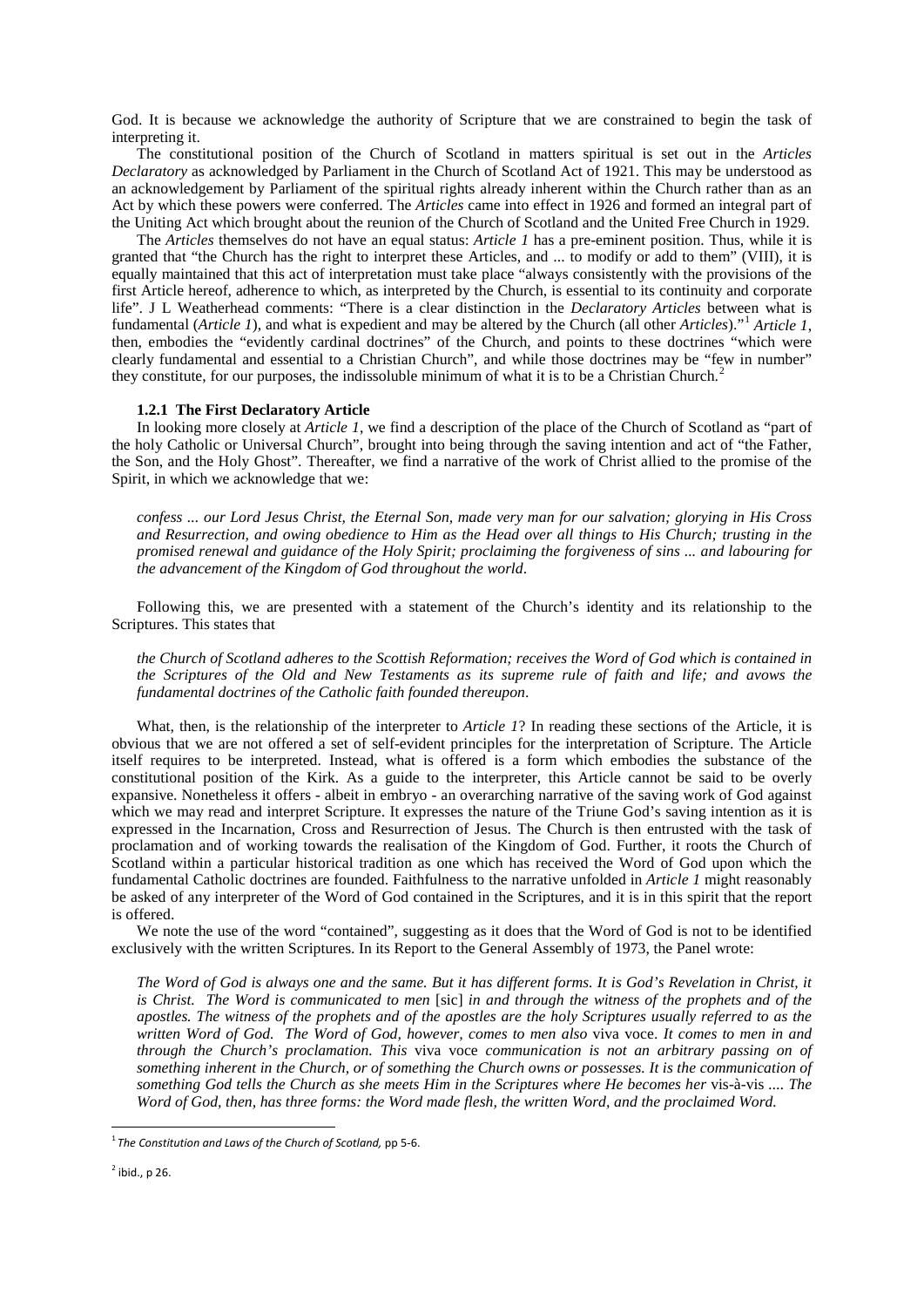God. It is because we acknowledge the authority of Scripture that we are constrained to begin the task of interpreting it.

The constitutional position of the Church of Scotland in matters spiritual is set out in the *Articles Declaratory* as acknowledged by Parliament in the Church of Scotland Act of 1921. This may be understood as an acknowledgement by Parliament of the spiritual rights already inherent within the Church rather than as an Act by which these powers were conferred. The *Articles* came into effect in 1926 and formed an integral part of the Uniting Act which brought about the reunion of the Church of Scotland and the United Free Church in 1929.

The *Articles* themselves do not have an equal status: *Article 1* has a pre-eminent position. Thus, while it is granted that "the Church has the right to interpret these Articles, and ... to modify or add to them" (VIII), it is equally maintained that this act of interpretation must take place "always consistently with the provisions of the first Article hereof, adherence to which, as interpreted by the Church, is essential to its continuity and corporate life". J L Weatherhead comments: "There is a clear distinction in the *Declaratory Articles* between what is fundamental (*Article 1*), and what is expedient and may be altered by the Church (all other *Articles*)."[1] *Article 1*, then, embodies the "evidently cardinal doctrines" of the Church, and points to these doctrines "which were clearly fundamental and essential to a Christian Church", and while those doctrines may be "few in number" they constitute, for our purposes, the indissoluble minimum of what it is to be a Christian Church.[2]

### 1.2.1 The First Declaratory Article

In looking more closely at *Article 1*, we find a description of the place of the Church of Scotland as "part of the holy Catholic or Universal Church", brought into being through the saving intention and act of "the Father, the Son, and the Holy Ghost". Thereafter, we find a narrative of the work of Christ allied to the promise of the Spirit, in which we acknowledge that we:

> *confess ... our Lord Jesus Christ, the Eternal Son, made very man for our salvation; glorying in His Cross and Resurrection, and owing obedience to Him as the Head over all things to His Church; trusting in the promised renewal and guidance of the Holy Spirit; proclaiming the forgiveness of sins ... and labouring for the advancement of the Kingdom of God throughout the world.*

Following this, we are presented with a statement of the Church's identity and its relationship to the Scriptures. This states that

> *the Church of Scotland adheres to the Scottish Reformation; receives the Word of God which is contained in the Scriptures of the Old and New Testaments as its supreme rule of faith and life; and avows the fundamental doctrines of the Catholic faith founded thereupon.*

What, then, is the relationship of the interpreter to *Article 1*? In reading these sections of the Article, it is obvious that we are not offered a set of self-evident principles for the interpretation of Scripture. The Article itself requires to be interpreted. Instead, what is offered is a form which embodies the substance of the constitutional position of the Kirk. As a guide to the interpreter, this Article cannot be said to be overly expansive. Nonetheless it offers - albeit in embryo - an overarching narrative of the saving work of God against which we may read and interpret Scripture. It expresses the nature of the Triune God's saving intention as it is expressed in the Incarnation, Cross and Resurrection of Jesus. The Church is then entrusted with the task of proclamation and of working towards the realisation of the Kingdom of God. Further, it roots the Church of Scotland within a particular historical tradition as one which has received the Word of God upon which the fundamental Catholic doctrines are founded. Faithfulness to the narrative unfolded in *Article 1* might reasonably be asked of any interpreter of the Word of God contained in the Scriptures, and it is in this spirit that the report is offered.

We note the use of the word "contained", suggesting as it does that the Word of God is not to be identified exclusively with the written Scriptures. In its Report to the General Assembly of 1973, the Panel wrote:

> *The Word of God is always one and the same. But it has different forms. It is God's Revelation in Christ, it is Christ. The Word is communicated to men* [sic] *in and through the witness of the prophets and of the apostles. The witness of the prophets and of the apostles are the holy Scriptures usually referred to as the written Word of God. The Word of God, however, comes to men also* viva voce*. It comes to men in and through the Church's proclamation. This* viva voce *communication is not an arbitrary passing on of something inherent in the Church, or of something the Church owns or possesses. It is the communication of something God tells the Church as she meets Him in the Scriptures where He becomes her* vis-à-vis *.... The Word of God, then, has three forms: the Word made flesh, the written Word, and the proclaimed Word.*

---

[1] *The Constitution and Laws of the Church of Scotland,* pp 5-6.

[2] ibid., p 26.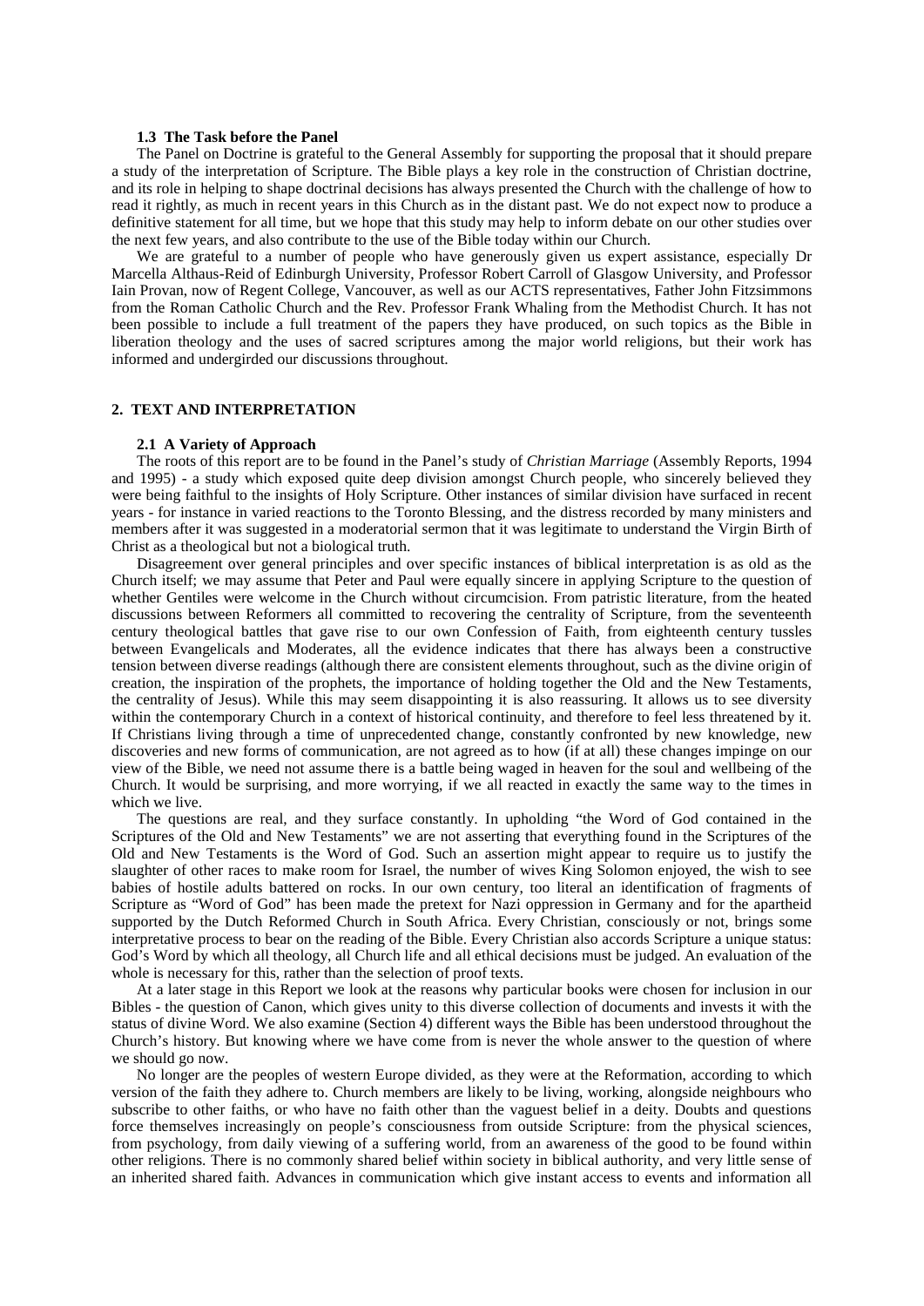### 1.3 The Task before the Panel

The Panel on Doctrine is grateful to the General Assembly for supporting the proposal that it should prepare a study of the interpretation of Scripture. The Bible plays a key role in the construction of Christian doctrine, and its role in helping to shape doctrinal decisions has always presented the Church with the challenge of how to read it rightly, as much in recent years in this Church as in the distant past. We do not expect now to produce a definitive statement for all time, but we hope that this study may help to inform debate on our other studies over the next few years, and also contribute to the use of the Bible today within our Church.

We are grateful to a number of people who have generously given us expert assistance, especially Dr Marcella Althaus-Reid of Edinburgh University, Professor Robert Carroll of Glasgow University, and Professor Iain Provan, now of Regent College, Vancouver, as well as our ACTS representatives, Father John Fitzsimmons from the Roman Catholic Church and the Rev. Professor Frank Whaling from the Methodist Church. It has not been possible to include a full treatment of the papers they have produced, on such topics as the Bible in liberation theology and the uses of sacred scriptures among the major world religions, but their work has informed and undergirded our discussions throughout.

## 2. TEXT AND INTERPRETATION

### 2.1 A Variety of Approach

The roots of this report are to be found in the Panel's study of *Christian Marriage* (Assembly Reports, 1994 and 1995) - a study which exposed quite deep division amongst Church people, who sincerely believed they were being faithful to the insights of Holy Scripture. Other instances of similar division have surfaced in recent years - for instance in varied reactions to the Toronto Blessing, and the distress recorded by many ministers and members after it was suggested in a moderatorial sermon that it was legitimate to understand the Virgin Birth of Christ as a theological but not a biological truth.

Disagreement over general principles and over specific instances of biblical interpretation is as old as the Church itself; we may assume that Peter and Paul were equally sincere in applying Scripture to the question of whether Gentiles were welcome in the Church without circumcision. From patristic literature, from the heated discussions between Reformers all committed to recovering the centrality of Scripture, from the seventeenth century theological battles that gave rise to our own Confession of Faith, from eighteenth century tussles between Evangelicals and Moderates, all the evidence indicates that there has always been a constructive tension between diverse readings (although there are consistent elements throughout, such as the divine origin of creation, the inspiration of the prophets, the importance of holding together the Old and the New Testaments, the centrality of Jesus). While this may seem disappointing it is also reassuring. It allows us to see diversity within the contemporary Church in a context of historical continuity, and therefore to feel less threatened by it. If Christians living through a time of unprecedented change, constantly confronted by new knowledge, new discoveries and new forms of communication, are not agreed as to how (if at all) these changes impinge on our view of the Bible, we need not assume there is a battle being waged in heaven for the soul and wellbeing of the Church. It would be surprising, and more worrying, if we all reacted in exactly the same way to the times in which we live.

The questions are real, and they surface constantly. In upholding "the Word of God contained in the Scriptures of the Old and New Testaments" we are not asserting that everything found in the Scriptures of the Old and New Testaments is the Word of God. Such an assertion might appear to require us to justify the slaughter of other races to make room for Israel, the number of wives King Solomon enjoyed, the wish to see babies of hostile adults battered on rocks. In our own century, too literal an identification of fragments of Scripture as "Word of God" has been made the pretext for Nazi oppression in Germany and for the apartheid supported by the Dutch Reformed Church in South Africa. Every Christian, consciously or not, brings some interpretative process to bear on the reading of the Bible. Every Christian also accords Scripture a unique status: God's Word by which all theology, all Church life and all ethical decisions must be judged. An evaluation of the whole is necessary for this, rather than the selection of proof texts.

At a later stage in this Report we look at the reasons why particular books were chosen for inclusion in our Bibles - the question of Canon, which gives unity to this diverse collection of documents and invests it with the status of divine Word. We also examine (Section 4) different ways the Bible has been understood throughout the Church's history. But knowing where we have come from is never the whole answer to the question of where we should go now.

No longer are the peoples of western Europe divided, as they were at the Reformation, according to which version of the faith they adhere to. Church members are likely to be living, working, alongside neighbours who subscribe to other faiths, or who have no faith other than the vaguest belief in a deity. Doubts and questions force themselves increasingly on people's consciousness from outside Scripture: from the physical sciences, from psychology, from daily viewing of a suffering world, from an awareness of the good to be found within other religions. There is no commonly shared belief within society in biblical authority, and very little sense of an inherited shared faith. Advances in communication which give instant access to events and information all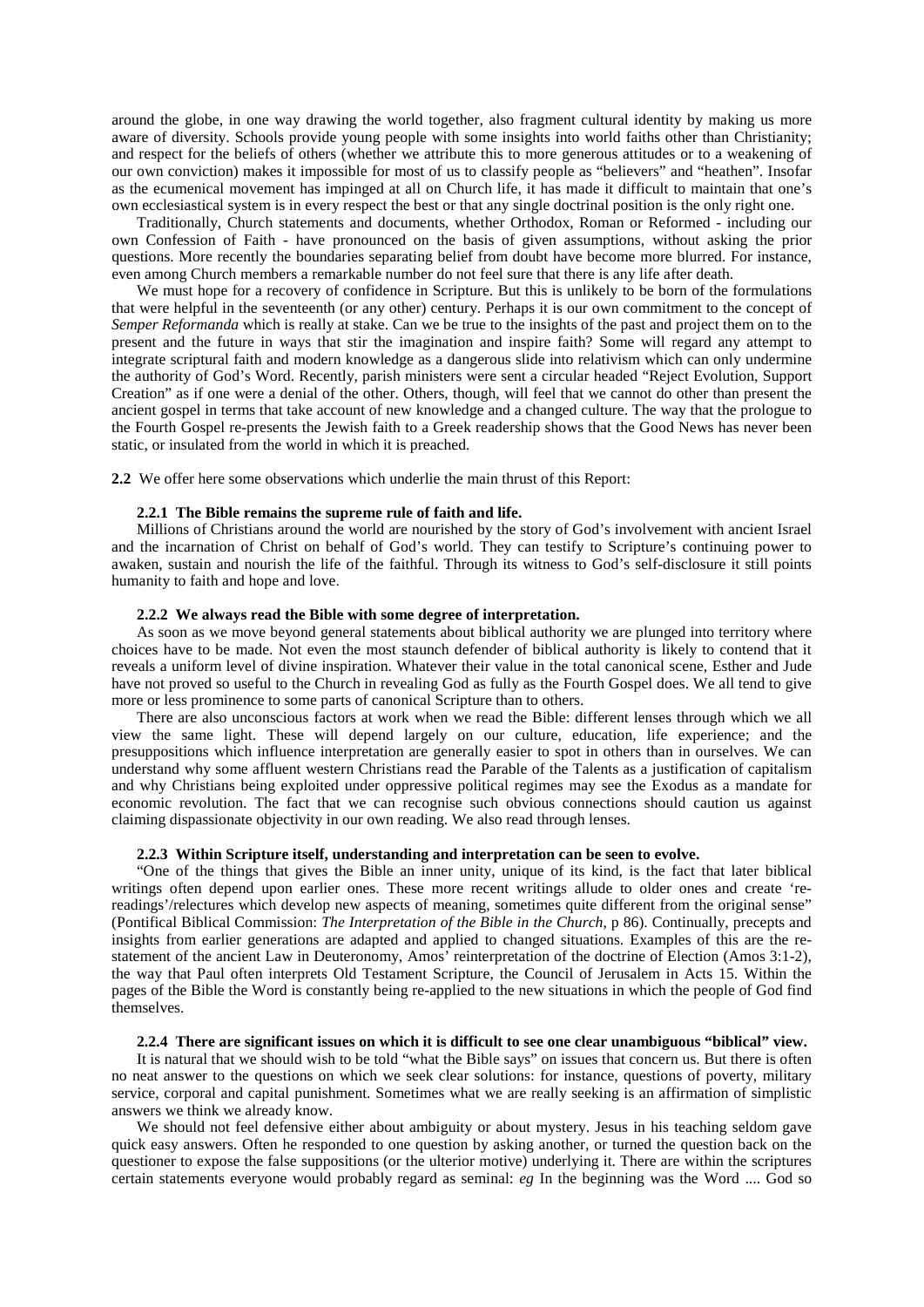around the globe, in one way drawing the world together, also fragment cultural identity by making us more aware of diversity. Schools provide young people with some insights into world faiths other than Christianity; and respect for the beliefs of others (whether we attribute this to more generous attitudes or to a weakening of our own conviction) makes it impossible for most of us to classify people as "believers" and "heathen". Insofar as the ecumenical movement has impinged at all on Church life, it has made it difficult to maintain that one's own ecclesiastical system is in every respect the best or that any single doctrinal position is the only right one.

Traditionally, Church statements and documents, whether Orthodox, Roman or Reformed - including our own Confession of Faith - have pronounced on the basis of given assumptions, without asking the prior questions. More recently the boundaries separating belief from doubt have become more blurred. For instance, even among Church members a remarkable number do not feel sure that there is any life after death.

We must hope for a recovery of confidence in Scripture. But this is unlikely to be born of the formulations that were helpful in the seventeenth (or any other) century. Perhaps it is our own commitment to the concept of *Semper Reformanda* which is really at stake. Can we be true to the insights of the past and project them on to the present and the future in ways that stir the imagination and inspire faith? Some will regard any attempt to integrate scriptural faith and modern knowledge as a dangerous slide into relativism which can only undermine the authority of God's Word. Recently, parish ministers were sent a circular headed "Reject Evolution, Support Creation" as if one were a denial of the other. Others, though, will feel that we cannot do other than present the ancient gospel in terms that take account of new knowledge and a changed culture. The way that the prologue to the Fourth Gospel re-presents the Jewish faith to a Greek readership shows that the Good News has never been static, or insulated from the world in which it is preached.

**2.2** We offer here some observations which underlie the main thrust of this Report:

**2.2.1 The Bible remains the supreme rule of faith and life.**

Millions of Christians around the world are nourished by the story of God's involvement with ancient Israel and the incarnation of Christ on behalf of God's world. They can testify to Scripture's continuing power to awaken, sustain and nourish the life of the faithful. Through its witness to God's self-disclosure it still points humanity to faith and hope and love.

**2.2.2 We always read the Bible with some degree of interpretation.**

As soon as we move beyond general statements about biblical authority we are plunged into territory where choices have to be made. Not even the most staunch defender of biblical authority is likely to contend that it reveals a uniform level of divine inspiration. Whatever their value in the total canonical scene, Esther and Jude have not proved so useful to the Church in revealing God as fully as the Fourth Gospel does. We all tend to give more or less prominence to some parts of canonical Scripture than to others.

There are also unconscious factors at work when we read the Bible: different lenses through which we all view the same light. These will depend largely on our culture, education, life experience; and the presuppositions which influence interpretation are generally easier to spot in others than in ourselves. We can understand why some affluent western Christians read the Parable of the Talents as a justification of capitalism and why Christians being exploited under oppressive political regimes may see the Exodus as a mandate for economic revolution. The fact that we can recognise such obvious connections should caution us against claiming dispassionate objectivity in our own reading. We also read through lenses.

**2.2.3 Within Scripture itself, understanding and interpretation can be seen to evolve.**

"One of the things that gives the Bible an inner unity, unique of its kind, is the fact that later biblical writings often depend upon earlier ones. These more recent writings allude to older ones and create 're-readings'/relectures which develop new aspects of meaning, sometimes quite different from the original sense" (Pontifical Biblical Commission: *The Interpretation of the Bible in the Church,* p 86). Continually, precepts and insights from earlier generations are adapted and applied to changed situations. Examples of this are the re-statement of the ancient Law in Deuteronomy, Amos' reinterpretation of the doctrine of Election (Amos 3:1-2), the way that Paul often interprets Old Testament Scripture, the Council of Jerusalem in Acts 15. Within the pages of the Bible the Word is constantly being re-applied to the new situations in which the people of God find themselves.

**2.2.4 There are significant issues on which it is difficult to see one clear unambiguous "biblical" view.**

It is natural that we should wish to be told "what the Bible says" on issues that concern us. But there is often no neat answer to the questions on which we seek clear solutions: for instance, questions of poverty, military service, corporal and capital punishment. Sometimes what we are really seeking is an affirmation of simplistic answers we think we already know.

We should not feel defensive either about ambiguity or about mystery. Jesus in his teaching seldom gave quick easy answers. Often he responded to one question by asking another, or turned the question back on the questioner to expose the false suppositions (or the ulterior motive) underlying it. There are within the scriptures certain statements everyone would probably regard as seminal: *eg* In the beginning was the Word .... God so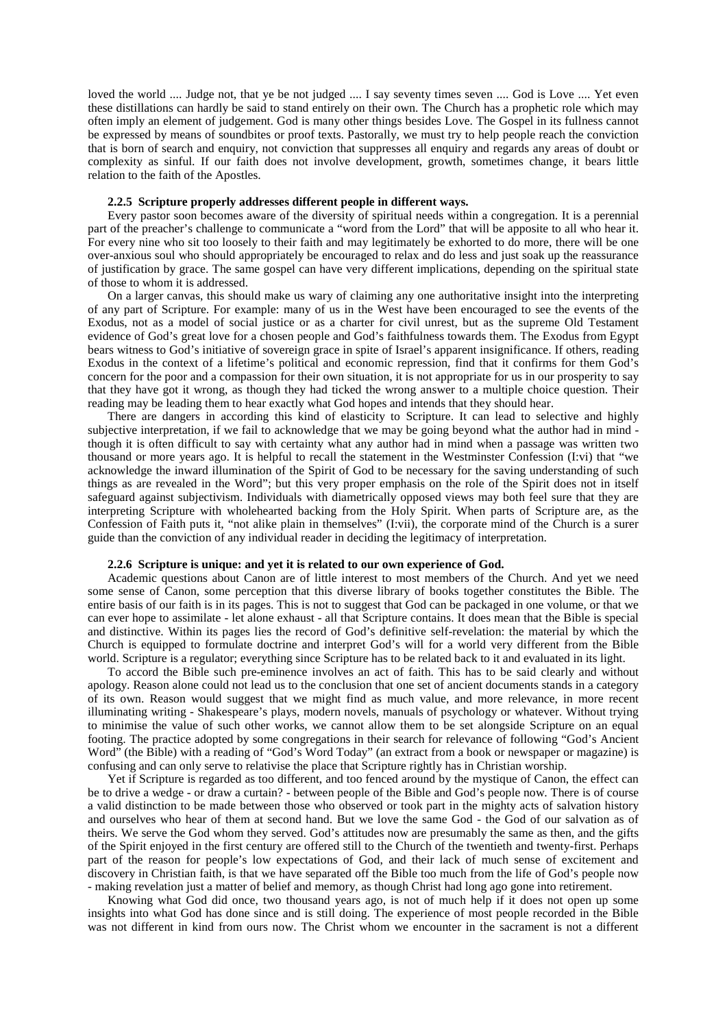loved the world .... Judge not, that ye be not judged .... I say seventy times seven .... God is Love .... Yet even these distillations can hardly be said to stand entirely on their own. The Church has a prophetic role which may often imply an element of judgement. God is many other things besides Love. The Gospel in its fullness cannot be expressed by means of soundbites or proof texts. Pastorally, we must try to help people reach the conviction that is born of search and enquiry, not conviction that suppresses all enquiry and regards any areas of doubt or complexity as sinful. If our faith does not involve development, growth, sometimes change, it bears little relation to the faith of the Apostles.

### 2.2.5 Scripture properly addresses different people in different ways.

Every pastor soon becomes aware of the diversity of spiritual needs within a congregation. It is a perennial part of the preacher's challenge to communicate a "word from the Lord" that will be apposite to all who hear it. For every nine who sit too loosely to their faith and may legitimately be exhorted to do more, there will be one over-anxious soul who should appropriately be encouraged to relax and do less and just soak up the reassurance of justification by grace. The same gospel can have very different implications, depending on the spiritual state of those to whom it is addressed.

On a larger canvas, this should make us wary of claiming any one authoritative insight into the interpreting of any part of Scripture. For example: many of us in the West have been encouraged to see the events of the Exodus, not as a model of social justice or as a charter for civil unrest, but as the supreme Old Testament evidence of God's great love for a chosen people and God's faithfulness towards them. The Exodus from Egypt bears witness to God's initiative of sovereign grace in spite of Israel's apparent insignificance. If others, reading Exodus in the context of a lifetime's political and economic repression, find that it confirms for them God's concern for the poor and a compassion for their own situation, it is not appropriate for us in our prosperity to say that they have got it wrong, as though they had ticked the wrong answer to a multiple choice question. Their reading may be leading them to hear exactly what God hopes and intends that they should hear.

There are dangers in according this kind of elasticity to Scripture. It can lead to selective and highly subjective interpretation, if we fail to acknowledge that we may be going beyond what the author had in mind - though it is often difficult to say with certainty what any author had in mind when a passage was written two thousand or more years ago. It is helpful to recall the statement in the Westminster Confession (I:vi) that "we acknowledge the inward illumination of the Spirit of God to be necessary for the saving understanding of such things as are revealed in the Word"; but this very proper emphasis on the role of the Spirit does not in itself safeguard against subjectivism. Individuals with diametrically opposed views may both feel sure that they are interpreting Scripture with wholehearted backing from the Holy Spirit. When parts of Scripture are, as the Confession of Faith puts it, "not alike plain in themselves" (I:vii), the corporate mind of the Church is a surer guide than the conviction of any individual reader in deciding the legitimacy of interpretation.

### 2.2.6 Scripture is unique: and yet it is related to our own experience of God.

Academic questions about Canon are of little interest to most members of the Church. And yet we need some sense of Canon, some perception that this diverse library of books together constitutes the Bible. The entire basis of our faith is in its pages. This is not to suggest that God can be packaged in one volume, or that we can ever hope to assimilate - let alone exhaust - all that Scripture contains. It does mean that the Bible is special and distinctive. Within its pages lies the record of God's definitive self-revelation: the material by which the Church is equipped to formulate doctrine and interpret God's will for a world very different from the Bible world. Scripture is a regulator; everything since Scripture has to be related back to it and evaluated in its light.

To accord the Bible such pre-eminence involves an act of faith. This has to be said clearly and without apology. Reason alone could not lead us to the conclusion that one set of ancient documents stands in a category of its own. Reason would suggest that we might find as much value, and more relevance, in more recent illuminating writing - Shakespeare's plays, modern novels, manuals of psychology or whatever. Without trying to minimise the value of such other works, we cannot allow them to be set alongside Scripture on an equal footing. The practice adopted by some congregations in their search for relevance of following "God's Ancient Word" (the Bible) with a reading of "God's Word Today" (an extract from a book or newspaper or magazine) is confusing and can only serve to relativise the place that Scripture rightly has in Christian worship.

Yet if Scripture is regarded as too different, and too fenced around by the mystique of Canon, the effect can be to drive a wedge - or draw a curtain? - between people of the Bible and God's people now. There is of course a valid distinction to be made between those who observed or took part in the mighty acts of salvation history and ourselves who hear of them at second hand. But we love the same God - the God of our salvation as of theirs. We serve the God whom they served. God's attitudes now are presumably the same as then, and the gifts of the Spirit enjoyed in the first century are offered still to the Church of the twentieth and twenty-first. Perhaps part of the reason for people's low expectations of God, and their lack of much sense of excitement and discovery in Christian faith, is that we have separated off the Bible too much from the life of God's people now - making revelation just a matter of belief and memory, as though Christ had long ago gone into retirement.

Knowing what God did once, two thousand years ago, is not of much help if it does not open up some insights into what God has done since and is still doing. The experience of most people recorded in the Bible was not different in kind from ours now. The Christ whom we encounter in the sacrament is not a different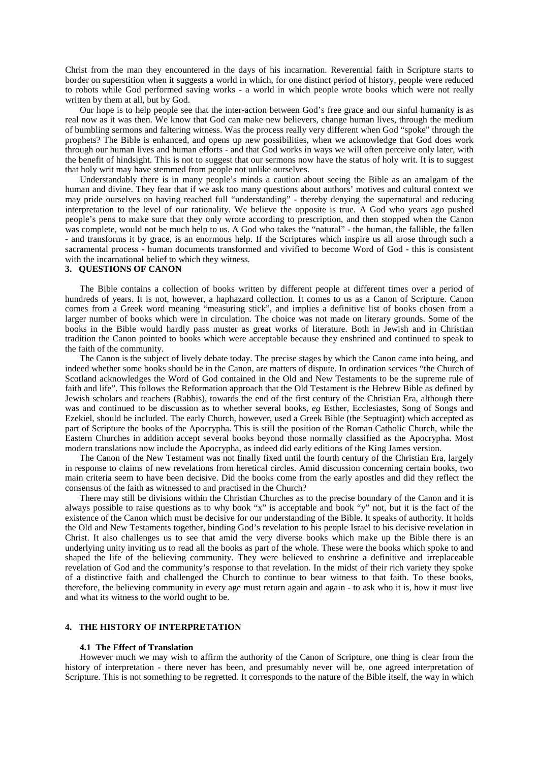Christ from the man they encountered in the days of his incarnation. Reverential faith in Scripture starts to border on superstition when it suggests a world in which, for one distinct period of history, people were reduced to robots while God performed saving works - a world in which people wrote books which were not really written by them at all, but by God.

Our hope is to help people see that the inter-action between God's free grace and our sinful humanity is as real now as it was then. We know that God can make new believers, change human lives, through the medium of bumbling sermons and faltering witness. Was the process really very different when God "spoke" through the prophets? The Bible is enhanced, and opens up new possibilities, when we acknowledge that God does work through our human lives and human efforts - and that God works in ways we will often perceive only later, with the benefit of hindsight. This is not to suggest that our sermons now have the status of holy writ. It is to suggest that holy writ may have stemmed from people not unlike ourselves.

Understandably there is in many people's minds a caution about seeing the Bible as an amalgam of the human and divine. They fear that if we ask too many questions about authors' motives and cultural context we may pride ourselves on having reached full "understanding" - thereby denying the supernatural and reducing interpretation to the level of our rationality. We believe the opposite is true. A God who years ago pushed people's pens to make sure that they only wrote according to prescription, and then stopped when the Canon was complete, would not be much help to us. A God who takes the "natural" - the human, the fallible, the fallen - and transforms it by grace, is an enormous help. If the Scriptures which inspire us all arose through such a sacramental process - human documents transformed and vivified to become Word of God - this is consistent with the incarnational belief to which they witness.

## 3. QUESTIONS OF CANON

The Bible contains a collection of books written by different people at different times over a period of hundreds of years. It is not, however, a haphazard collection. It comes to us as a Canon of Scripture. Canon comes from a Greek word meaning "measuring stick", and implies a definitive list of books chosen from a larger number of books which were in circulation. The choice was not made on literary grounds. Some of the books in the Bible would hardly pass muster as great works of literature. Both in Jewish and in Christian tradition the Canon pointed to books which were acceptable because they enshrined and continued to speak to the faith of the community.

The Canon is the subject of lively debate today. The precise stages by which the Canon came into being, and indeed whether some books should be in the Canon, are matters of dispute. In ordination services "the Church of Scotland acknowledges the Word of God contained in the Old and New Testaments to be the supreme rule of faith and life". This follows the Reformation approach that the Old Testament is the Hebrew Bible as defined by Jewish scholars and teachers (Rabbis), towards the end of the first century of the Christian Era, although there was and continued to be discussion as to whether several books, *eg* Esther, Ecclesiastes, Song of Songs and Ezekiel, should be included. The early Church, however, used a Greek Bible (the Septuagint) which accepted as part of Scripture the books of the Apocrypha. This is still the position of the Roman Catholic Church, while the Eastern Churches in addition accept several books beyond those normally classified as the Apocrypha. Most modern translations now include the Apocrypha, as indeed did early editions of the King James version.

The Canon of the New Testament was not finally fixed until the fourth century of the Christian Era, largely in response to claims of new revelations from heretical circles. Amid discussion concerning certain books, two main criteria seem to have been decisive. Did the books come from the early apostles and did they reflect the consensus of the faith as witnessed to and practised in the Church?

There may still be divisions within the Christian Churches as to the precise boundary of the Canon and it is always possible to raise questions as to why book "x" is acceptable and book "y" not, but it is the fact of the existence of the Canon which must be decisive for our understanding of the Bible. It speaks of authority. It holds the Old and New Testaments together, binding God's revelation to his people Israel to his decisive revelation in Christ. It also challenges us to see that amid the very diverse books which make up the Bible there is an underlying unity inviting us to read all the books as part of the whole. These were the books which spoke to and shaped the life of the believing community. They were believed to enshrine a definitive and irreplaceable revelation of God and the community's response to that revelation. In the midst of their rich variety they spoke of a distinctive faith and challenged the Church to continue to bear witness to that faith. To these books, therefore, the believing community in every age must return again and again - to ask who it is, how it must live and what its witness to the world ought to be.

## 4. THE HISTORY OF INTERPRETATION

### 4.1 The Effect of Translation

However much we may wish to affirm the authority of the Canon of Scripture, one thing is clear from the history of interpretation - there never has been, and presumably never will be, one agreed interpretation of Scripture. This is not something to be regretted. It corresponds to the nature of the Bible itself, the way in which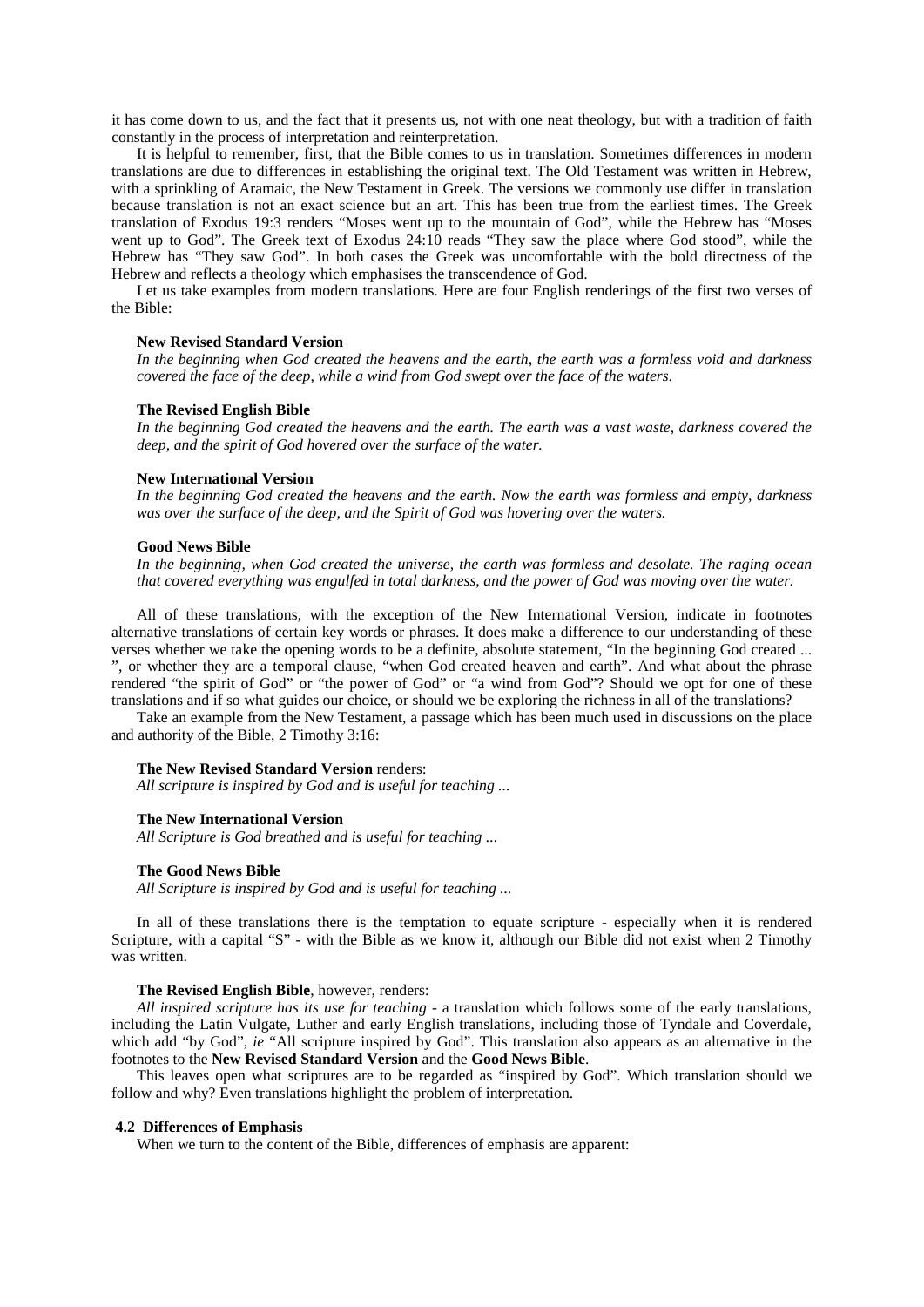it has come down to us, and the fact that it presents us, not with one neat theology, but with a tradition of faith constantly in the process of interpretation and reinterpretation.

It is helpful to remember, first, that the Bible comes to us in translation. Sometimes differences in modern translations are due to differences in establishing the original text. The Old Testament was written in Hebrew, with a sprinkling of Aramaic, the New Testament in Greek. The versions we commonly use differ in translation because translation is not an exact science but an art. This has been true from the earliest times. The Greek translation of Exodus 19:3 renders "Moses went up to the mountain of God", while the Hebrew has "Moses went up to God". The Greek text of Exodus 24:10 reads "They saw the place where God stood", while the Hebrew has "They saw God". In both cases the Greek was uncomfortable with the bold directness of the Hebrew and reflects a theology which emphasises the transcendence of God.

Let us take examples from modern translations. Here are four English renderings of the first two verses of the Bible:

**New Revised Standard Version**
*In the beginning when God created the heavens and the earth, the earth was a formless void and darkness covered the face of the deep, while a wind from God swept over the face of the waters.*

**The Revised English Bible**
*In the beginning God created the heavens and the earth. The earth was a vast waste, darkness covered the deep, and the spirit of God hovered over the surface of the water.*

**New International Version**
*In the beginning God created the heavens and the earth. Now the earth was formless and empty, darkness was over the surface of the deep, and the Spirit of God was hovering over the waters.*

**Good News Bible**
*In the beginning, when God created the universe, the earth was formless and desolate. The raging ocean that covered everything was engulfed in total darkness, and the power of God was moving over the water.*

All of these translations, with the exception of the New International Version, indicate in footnotes alternative translations of certain key words or phrases. It does make a difference to our understanding of these verses whether we take the opening words to be a definite, absolute statement, "In the beginning God created ... ", or whether they are a temporal clause, "when God created heaven and earth". And what about the phrase rendered "the spirit of God" or "the power of God" or "a wind from God"? Should we opt for one of these translations and if so what guides our choice, or should we be exploring the richness in all of the translations?

Take an example from the New Testament, a passage which has been much used in discussions on the place and authority of the Bible, 2 Timothy 3:16:

**The New Revised Standard Version** renders:
*All scripture is inspired by God and is useful for teaching ...*

**The New International Version**
*All Scripture is God breathed and is useful for teaching ...*

**The Good News Bible**
*All Scripture is inspired by God and is useful for teaching ...*

In all of these translations there is the temptation to equate scripture - especially when it is rendered Scripture, with a capital "S" - with the Bible as we know it, although our Bible did not exist when 2 Timothy was written.

**The Revised English Bible**, however, renders:
*All inspired scripture has its use for teaching* - a translation which follows some of the early translations, including the Latin Vulgate, Luther and early English translations, including those of Tyndale and Coverdale, which add "by God", *ie* "All scripture inspired by God". This translation also appears as an alternative in the footnotes to the **New Revised Standard Version** and the **Good News Bible**.

This leaves open what scriptures are to be regarded as "inspired by God". Which translation should we follow and why? Even translations highlight the problem of interpretation.

### 4.2 Differences of Emphasis

When we turn to the content of the Bible, differences of emphasis are apparent: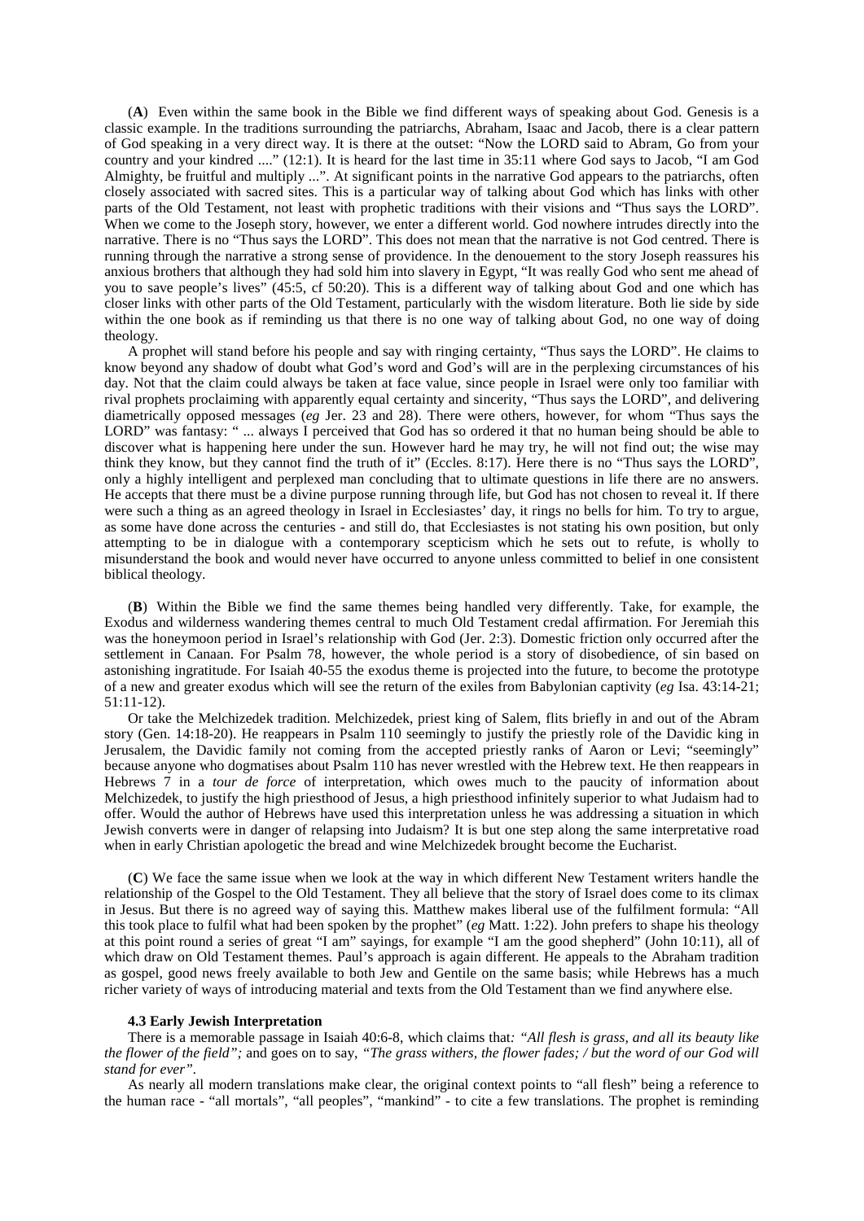(**A**) Even within the same book in the Bible we find different ways of speaking about God. Genesis is a classic example. In the traditions surrounding the patriarchs, Abraham, Isaac and Jacob, there is a clear pattern of God speaking in a very direct way. It is there at the outset: "Now the LORD said to Abram, Go from your country and your kindred ...." (12:1). It is heard for the last time in 35:11 where God says to Jacob, "I am God Almighty, be fruitful and multiply ...". At significant points in the narrative God appears to the patriarchs, often closely associated with sacred sites. This is a particular way of talking about God which has links with other parts of the Old Testament, not least with prophetic traditions with their visions and "Thus says the LORD". When we come to the Joseph story, however, we enter a different world. God nowhere intrudes directly into the narrative. There is no "Thus says the LORD". This does not mean that the narrative is not God centred. There is running through the narrative a strong sense of providence. In the denouement to the story Joseph reassures his anxious brothers that although they had sold him into slavery in Egypt, "It was really God who sent me ahead of you to save people's lives" (45:5, cf 50:20). This is a different way of talking about God and one which has closer links with other parts of the Old Testament, particularly with the wisdom literature. Both lie side by side within the one book as if reminding us that there is no one way of talking about God, no one way of doing theology.

A prophet will stand before his people and say with ringing certainty, "Thus says the LORD". He claims to know beyond any shadow of doubt what God's word and God's will are in the perplexing circumstances of his day. Not that the claim could always be taken at face value, since people in Israel were only too familiar with rival prophets proclaiming with apparently equal certainty and sincerity, "Thus says the LORD", and delivering diametrically opposed messages (*eg* Jer. 23 and 28). There were others, however, for whom "Thus says the LORD" was fantasy: " ... always I perceived that God has so ordered it that no human being should be able to discover what is happening here under the sun. However hard he may try, he will not find out; the wise may think they know, but they cannot find the truth of it" (Eccles. 8:17). Here there is no "Thus says the LORD", only a highly intelligent and perplexed man concluding that to ultimate questions in life there are no answers. He accepts that there must be a divine purpose running through life, but God has not chosen to reveal it. If there were such a thing as an agreed theology in Israel in Ecclesiastes' day, it rings no bells for him. To try to argue, as some have done across the centuries - and still do, that Ecclesiastes is not stating his own position, but only attempting to be in dialogue with a contemporary scepticism which he sets out to refute, is wholly to misunderstand the book and would never have occurred to anyone unless committed to belief in one consistent biblical theology.

(**B**) Within the Bible we find the same themes being handled very differently. Take, for example, the Exodus and wilderness wandering themes central to much Old Testament credal affirmation. For Jeremiah this was the honeymoon period in Israel's relationship with God (Jer. 2:3). Domestic friction only occurred after the settlement in Canaan. For Psalm 78, however, the whole period is a story of disobedience, of sin based on astonishing ingratitude. For Isaiah 40-55 the exodus theme is projected into the future, to become the prototype of a new and greater exodus which will see the return of the exiles from Babylonian captivity (*eg* Isa. 43:14-21; 51:11-12).

Or take the Melchizedek tradition. Melchizedek, priest king of Salem, flits briefly in and out of the Abram story (Gen. 14:18-20). He reappears in Psalm 110 seemingly to justify the priestly role of the Davidic king in Jerusalem, the Davidic family not coming from the accepted priestly ranks of Aaron or Levi; "seemingly" because anyone who dogmatises about Psalm 110 has never wrestled with the Hebrew text. He then reappears in Hebrews 7 in a *tour de force* of interpretation, which owes much to the paucity of information about Melchizedek, to justify the high priesthood of Jesus, a high priesthood infinitely superior to what Judaism had to offer. Would the author of Hebrews have used this interpretation unless he was addressing a situation in which Jewish converts were in danger of relapsing into Judaism? It is but one step along the same interpretative road when in early Christian apologetic the bread and wine Melchizedek brought become the Eucharist.

(**C**) We face the same issue when we look at the way in which different New Testament writers handle the relationship of the Gospel to the Old Testament. They all believe that the story of Israel does come to its climax in Jesus. But there is no agreed way of saying this. Matthew makes liberal use of the fulfilment formula: "All this took place to fulfil what had been spoken by the prophet" (*eg* Matt. 1:22). John prefers to shape his theology at this point round a series of great "I am" sayings, for example "I am the good shepherd" (John 10:11), all of which draw on Old Testament themes. Paul's approach is again different. He appeals to the Abraham tradition as gospel, good news freely available to both Jew and Gentile on the same basis; while Hebrews has a much richer variety of ways of introducing material and texts from the Old Testament than we find anywhere else.

#### 4.3 Early Jewish Interpretation

There is a memorable passage in Isaiah 40:6-8, which claims that: *"All flesh is grass, and all its beauty like the flower of the field";* and goes on to say, *"The grass withers, the flower fades; / but the word of our God will stand for ever".*

As nearly all modern translations make clear, the original context points to "all flesh" being a reference to the human race - "all mortals", "all peoples", "mankind" - to cite a few translations. The prophet is reminding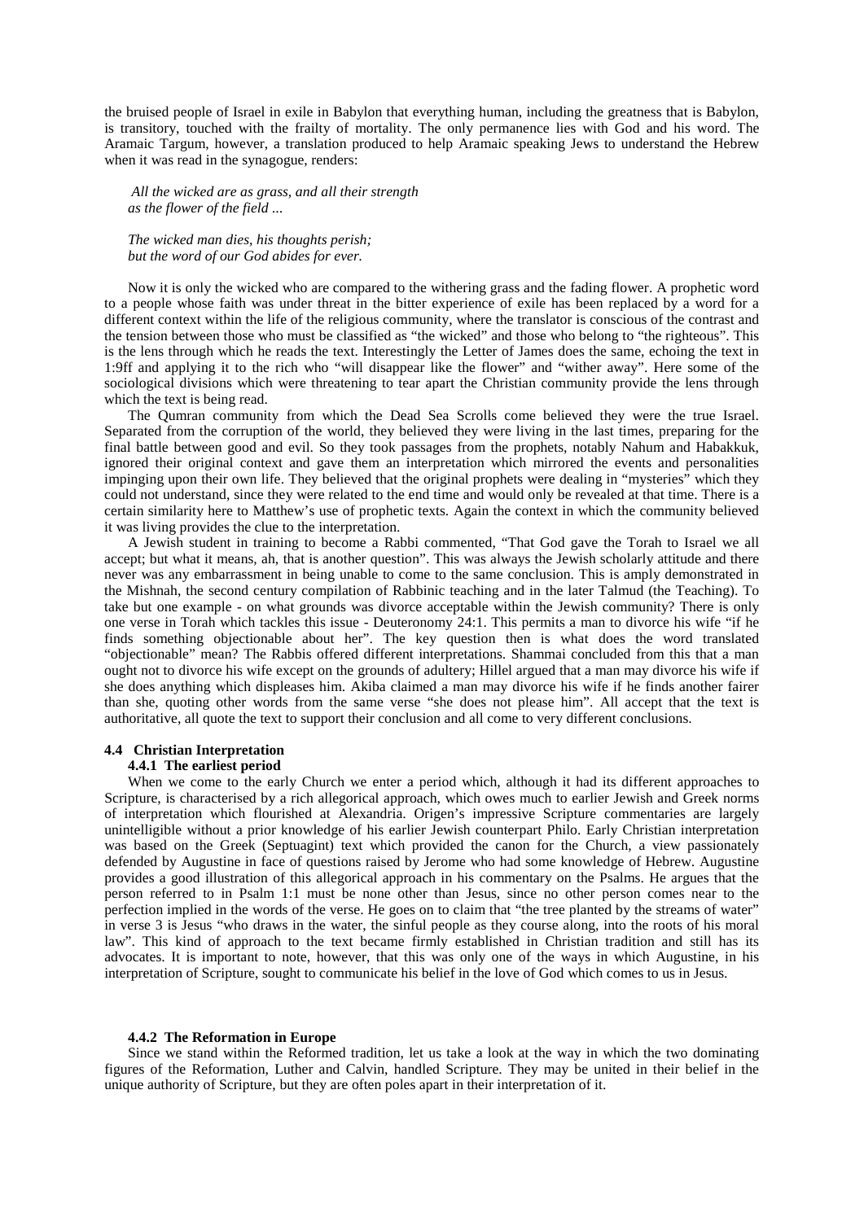the bruised people of Israel in exile in Babylon that everything human, including the greatness that is Babylon, is transitory, touched with the frailty of mortality. The only permanence lies with God and his word. The Aramaic Targum, however, a translation produced to help Aramaic speaking Jews to understand the Hebrew when it was read in the synagogue, renders:

> *All the wicked are as grass, and all their strength*
> *as the flower of the field ...*
>
> *The wicked man dies, his thoughts perish;*
> *but the word of our God abides for ever.*

Now it is only the wicked who are compared to the withering grass and the fading flower. A prophetic word to a people whose faith was under threat in the bitter experience of exile has been replaced by a word for a different context within the life of the religious community, where the translator is conscious of the contrast and the tension between those who must be classified as "the wicked" and those who belong to "the righteous". This is the lens through which he reads the text. Interestingly the Letter of James does the same, echoing the text in 1:9ff and applying it to the rich who "will disappear like the flower" and "wither away". Here some of the sociological divisions which were threatening to tear apart the Christian community provide the lens through which the text is being read.

The Qumran community from which the Dead Sea Scrolls come believed they were the true Israel. Separated from the corruption of the world, they believed they were living in the last times, preparing for the final battle between good and evil. So they took passages from the prophets, notably Nahum and Habakkuk, ignored their original context and gave them an interpretation which mirrored the events and personalities impinging upon their own life. They believed that the original prophets were dealing in "mysteries" which they could not understand, since they were related to the end time and would only be revealed at that time. There is a certain similarity here to Matthew's use of prophetic texts. Again the context in which the community believed it was living provides the clue to the interpretation.

A Jewish student in training to become a Rabbi commented, "That God gave the Torah to Israel we all accept; but what it means, ah, that is another question". This was always the Jewish scholarly attitude and there never was any embarrassment in being unable to come to the same conclusion. This is amply demonstrated in the Mishnah, the second century compilation of Rabbinic teaching and in the later Talmud (the Teaching). To take but one example - on what grounds was divorce acceptable within the Jewish community? There is only one verse in Torah which tackles this issue - Deuteronomy 24:1. This permits a man to divorce his wife "if he finds something objectionable about her". The key question then is what does the word translated "objectionable" mean? The Rabbis offered different interpretations. Shammai concluded from this that a man ought not to divorce his wife except on the grounds of adultery; Hillel argued that a man may divorce his wife if she does anything which displeases him. Akiba claimed a man may divorce his wife if he finds another fairer than she, quoting other words from the same verse "she does not please him". All accept that the text is authoritative, all quote the text to support their conclusion and all come to very different conclusions.

## 4.4 Christian Interpretation

### 4.4.1 The earliest period

When we come to the early Church we enter a period which, although it had its different approaches to Scripture, is characterised by a rich allegorical approach, which owes much to earlier Jewish and Greek norms of interpretation which flourished at Alexandria. Origen's impressive Scripture commentaries are largely unintelligible without a prior knowledge of his earlier Jewish counterpart Philo. Early Christian interpretation was based on the Greek (Septuagint) text which provided the canon for the Church, a view passionately defended by Augustine in face of questions raised by Jerome who had some knowledge of Hebrew. Augustine provides a good illustration of this allegorical approach in his commentary on the Psalms. He argues that the person referred to in Psalm 1:1 must be none other than Jesus, since no other person comes near to the perfection implied in the words of the verse. He goes on to claim that "the tree planted by the streams of water" in verse 3 is Jesus "who draws in the water, the sinful people as they course along, into the roots of his moral law". This kind of approach to the text became firmly established in Christian tradition and still has its advocates. It is important to note, however, that this was only one of the ways in which Augustine, in his interpretation of Scripture, sought to communicate his belief in the love of God which comes to us in Jesus.

### 4.4.2 The Reformation in Europe

Since we stand within the Reformed tradition, let us take a look at the way in which the two dominating figures of the Reformation, Luther and Calvin, handled Scripture. They may be united in their belief in the unique authority of Scripture, but they are often poles apart in their interpretation of it.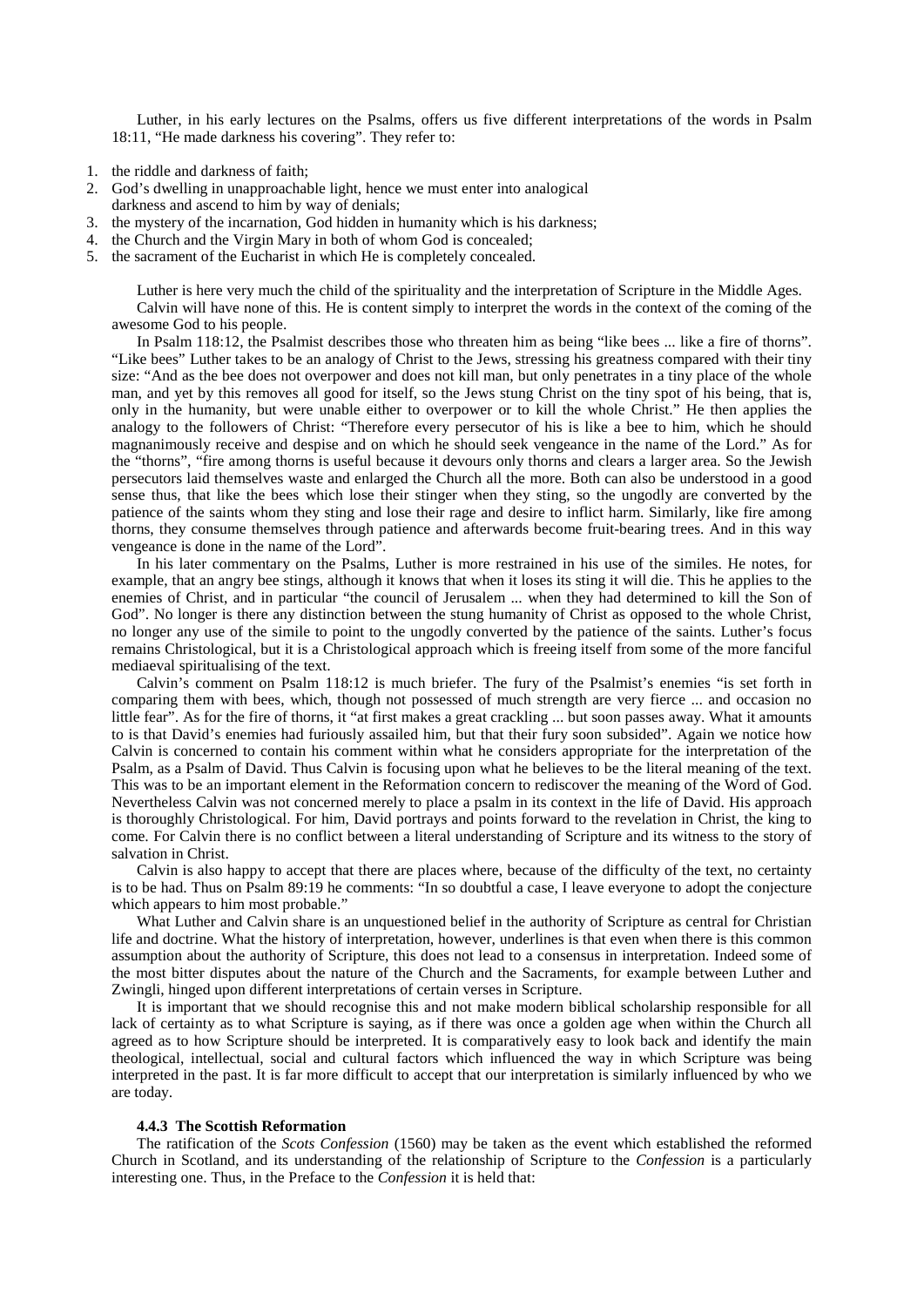Luther, in his early lectures on the Psalms, offers us five different interpretations of the words in Psalm 18:11, "He made darkness his covering". They refer to:

1. the riddle and darkness of faith;
2. God's dwelling in unapproachable light, hence we must enter into analogical darkness and ascend to him by way of denials;
3. the mystery of the incarnation, God hidden in humanity which is his darkness;
4. the Church and the Virgin Mary in both of whom God is concealed;
5. the sacrament of the Eucharist in which He is completely concealed.

Luther is here very much the child of the spirituality and the interpretation of Scripture in the Middle Ages.

Calvin will have none of this. He is content simply to interpret the words in the context of the coming of the awesome God to his people.

In Psalm 118:12, the Psalmist describes those who threaten him as being "like bees ... like a fire of thorns". "Like bees" Luther takes to be an analogy of Christ to the Jews, stressing his greatness compared with their tiny size: "And as the bee does not overpower and does not kill man, but only penetrates in a tiny place of the whole man, and yet by this removes all good for itself, so the Jews stung Christ on the tiny spot of his being, that is, only in the humanity, but were unable either to overpower or to kill the whole Christ." He then applies the analogy to the followers of Christ: "Therefore every persecutor of his is like a bee to him, which he should magnanimously receive and despise and on which he should seek vengeance in the name of the Lord." As for the "thorns", "fire among thorns is useful because it devours only thorns and clears a larger area. So the Jewish persecutors laid themselves waste and enlarged the Church all the more. Both can also be understood in a good sense thus, that like the bees which lose their stinger when they sting, so the ungodly are converted by the patience of the saints whom they sting and lose their rage and desire to inflict harm. Similarly, like fire among thorns, they consume themselves through patience and afterwards become fruit-bearing trees. And in this way vengeance is done in the name of the Lord".

In his later commentary on the Psalms, Luther is more restrained in his use of the similes. He notes, for example, that an angry bee stings, although it knows that when it loses its sting it will die. This he applies to the enemies of Christ, and in particular "the council of Jerusalem ... when they had determined to kill the Son of God". No longer is there any distinction between the stung humanity of Christ as opposed to the whole Christ, no longer any use of the simile to point to the ungodly converted by the patience of the saints. Luther's focus remains Christological, but it is a Christological approach which is freeing itself from some of the more fanciful mediaeval spiritualising of the text.

Calvin's comment on Psalm 118:12 is much briefer. The fury of the Psalmist's enemies "is set forth in comparing them with bees, which, though not possessed of much strength are very fierce ... and occasion no little fear". As for the fire of thorns, it "at first makes a great crackling ... but soon passes away. What it amounts to is that David's enemies had furiously assailed him, but that their fury soon subsided". Again we notice how Calvin is concerned to contain his comment within what he considers appropriate for the interpretation of the Psalm, as a Psalm of David. Thus Calvin is focusing upon what he believes to be the literal meaning of the text. This was to be an important element in the Reformation concern to rediscover the meaning of the Word of God. Nevertheless Calvin was not concerned merely to place a psalm in its context in the life of David. His approach is thoroughly Christological. For him, David portrays and points forward to the revelation in Christ, the king to come. For Calvin there is no conflict between a literal understanding of Scripture and its witness to the story of salvation in Christ.

Calvin is also happy to accept that there are places where, because of the difficulty of the text, no certainty is to be had. Thus on Psalm 89:19 he comments: "In so doubtful a case, I leave everyone to adopt the conjecture which appears to him most probable."

What Luther and Calvin share is an unquestioned belief in the authority of Scripture as central for Christian life and doctrine. What the history of interpretation, however, underlines is that even when there is this common assumption about the authority of Scripture, this does not lead to a consensus in interpretation. Indeed some of the most bitter disputes about the nature of the Church and the Sacraments, for example between Luther and Zwingli, hinged upon different interpretations of certain verses in Scripture.

It is important that we should recognise this and not make modern biblical scholarship responsible for all lack of certainty as to what Scripture is saying, as if there was once a golden age when within the Church all agreed as to how Scripture should be interpreted. It is comparatively easy to look back and identify the main theological, intellectual, social and cultural factors which influenced the way in which Scripture was being interpreted in the past. It is far more difficult to accept that our interpretation is similarly influenced by who we are today.

#### 4.4.3 The Scottish Reformation

The ratification of the *Scots Confession* (1560) may be taken as the event which established the reformed Church in Scotland, and its understanding of the relationship of Scripture to the *Confession* is a particularly interesting one. Thus, in the Preface to the *Confession* it is held that: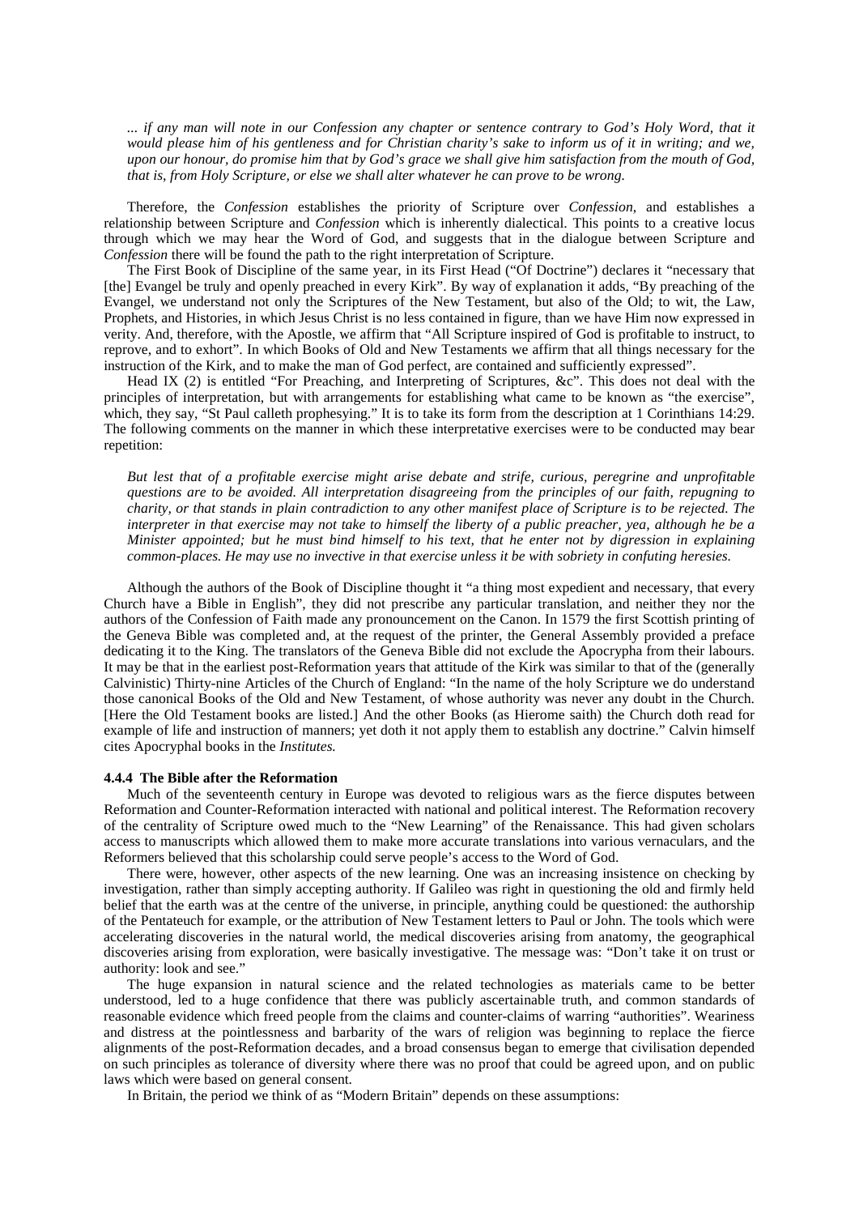*... if any man will note in our Confession any chapter or sentence contrary to God's Holy Word, that it would please him of his gentleness and for Christian charity's sake to inform us of it in writing; and we, upon our honour, do promise him that by God's grace we shall give him satisfaction from the mouth of God, that is, from Holy Scripture, or else we shall alter whatever he can prove to be wrong.*

Therefore, the *Confession* establishes the priority of Scripture over *Confession*, and establishes a relationship between Scripture and *Confession* which is inherently dialectical. This points to a creative locus through which we may hear the Word of God, and suggests that in the dialogue between Scripture and *Confession* there will be found the path to the right interpretation of Scripture.

The First Book of Discipline of the same year, in its First Head ("Of Doctrine") declares it "necessary that [the] Evangel be truly and openly preached in every Kirk". By way of explanation it adds, "By preaching of the Evangel, we understand not only the Scriptures of the New Testament, but also of the Old; to wit, the Law, Prophets, and Histories, in which Jesus Christ is no less contained in figure, than we have Him now expressed in verity. And, therefore, with the Apostle, we affirm that "All Scripture inspired of God is profitable to instruct, to reprove, and to exhort". In which Books of Old and New Testaments we affirm that all things necessary for the instruction of the Kirk, and to make the man of God perfect, are contained and sufficiently expressed".

Head IX (2) is entitled "For Preaching, and Interpreting of Scriptures, &c". This does not deal with the principles of interpretation, but with arrangements for establishing what came to be known as "the exercise", which, they say, "St Paul calleth prophesying." It is to take its form from the description at 1 Corinthians 14:29. The following comments on the manner in which these interpretative exercises were to be conducted may bear repetition:

*But lest that of a profitable exercise might arise debate and strife, curious, peregrine and unprofitable questions are to be avoided. All interpretation disagreeing from the principles of our faith, repugning to charity, or that stands in plain contradiction to any other manifest place of Scripture is to be rejected. The interpreter in that exercise may not take to himself the liberty of a public preacher, yea, although he be a Minister appointed; but he must bind himself to his text, that he enter not by digression in explaining common-places. He may use no invective in that exercise unless it be with sobriety in confuting heresies.*

Although the authors of the Book of Discipline thought it "a thing most expedient and necessary, that every Church have a Bible in English", they did not prescribe any particular translation, and neither they nor the authors of the Confession of Faith made any pronouncement on the Canon. In 1579 the first Scottish printing of the Geneva Bible was completed and, at the request of the printer, the General Assembly provided a preface dedicating it to the King. The translators of the Geneva Bible did not exclude the Apocrypha from their labours. It may be that in the earliest post-Reformation years that attitude of the Kirk was similar to that of the (generally Calvinistic) Thirty-nine Articles of the Church of England: "In the name of the holy Scripture we do understand those canonical Books of the Old and New Testament, of whose authority was never any doubt in the Church. [Here the Old Testament books are listed.] And the other Books (as Hierome saith) the Church doth read for example of life and instruction of manners; yet doth it not apply them to establish any doctrine." Calvin himself cites Apocryphal books in the *Institutes.*

#### 4.4.4 The Bible after the Reformation

Much of the seventeenth century in Europe was devoted to religious wars as the fierce disputes between Reformation and Counter-Reformation interacted with national and political interest. The Reformation recovery of the centrality of Scripture owed much to the "New Learning" of the Renaissance. This had given scholars access to manuscripts which allowed them to make more accurate translations into various vernaculars, and the Reformers believed that this scholarship could serve people's access to the Word of God.

There were, however, other aspects of the new learning. One was an increasing insistence on checking by investigation, rather than simply accepting authority. If Galileo was right in questioning the old and firmly held belief that the earth was at the centre of the universe, in principle, anything could be questioned: the authorship of the Pentateuch for example, or the attribution of New Testament letters to Paul or John. The tools which were accelerating discoveries in the natural world, the medical discoveries arising from anatomy, the geographical discoveries arising from exploration, were basically investigative. The message was: "Don't take it on trust or authority: look and see."

The huge expansion in natural science and the related technologies as materials came to be better understood, led to a huge confidence that there was publicly ascertainable truth, and common standards of reasonable evidence which freed people from the claims and counter-claims of warring "authorities". Weariness and distress at the pointlessness and barbarity of the wars of religion was beginning to replace the fierce alignments of the post-Reformation decades, and a broad consensus began to emerge that civilisation depended on such principles as tolerance of diversity where there was no proof that could be agreed upon, and on public laws which were based on general consent.

In Britain, the period we think of as "Modern Britain" depends on these assumptions: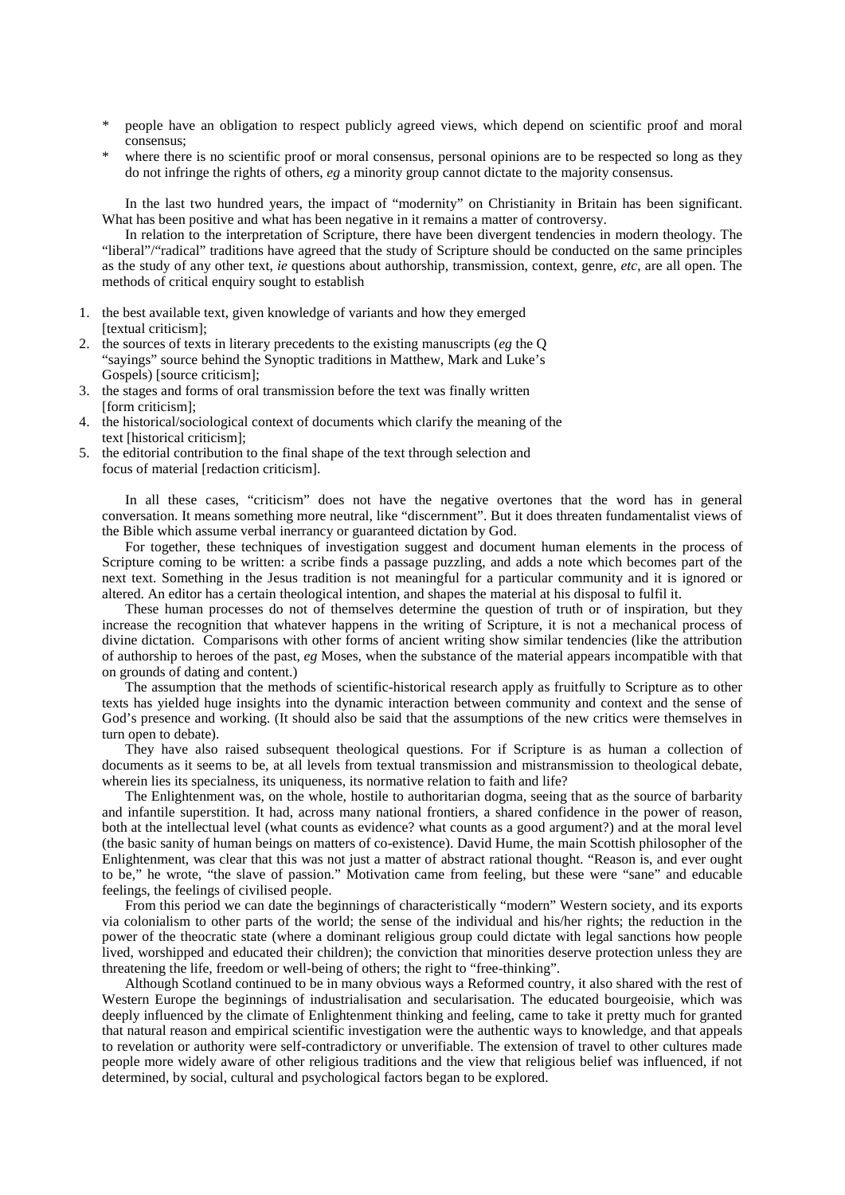* people have an obligation to respect publicly agreed views, which depend on scientific proof and moral consensus;
* where there is no scientific proof or moral consensus, personal opinions are to be respected so long as they do not infringe the rights of others, *eg* a minority group cannot dictate to the majority consensus.

In the last two hundred years, the impact of "modernity" on Christianity in Britain has been significant. What has been positive and what has been negative in it remains a matter of controversy.

In relation to the interpretation of Scripture, there have been divergent tendencies in modern theology. The "liberal"/"radical" traditions have agreed that the study of Scripture should be conducted on the same principles as the study of any other text, *ie* questions about authorship, transmission, context, genre, *etc*, are all open. The methods of critical enquiry sought to establish

1. the best available text, given knowledge of variants and how they emerged [textual criticism];
2. the sources of texts in literary precedents to the existing manuscripts (*eg* the Q "sayings" source behind the Synoptic traditions in Matthew, Mark and Luke's Gospels) [source criticism];
3. the stages and forms of oral transmission before the text was finally written [form criticism];
4. the historical/sociological context of documents which clarify the meaning of the text [historical criticism];
5. the editorial contribution to the final shape of the text through selection and focus of material [redaction criticism].

In all these cases, "criticism" does not have the negative overtones that the word has in general conversation. It means something more neutral, like "discernment". But it does threaten fundamentalist views of the Bible which assume verbal inerrancy or guaranteed dictation by God.

For together, these techniques of investigation suggest and document human elements in the process of Scripture coming to be written: a scribe finds a passage puzzling, and adds a note which becomes part of the next text. Something in the Jesus tradition is not meaningful for a particular community and it is ignored or altered. An editor has a certain theological intention, and shapes the material at his disposal to fulfil it.

These human processes do not of themselves determine the question of truth or of inspiration, but they increase the recognition that whatever happens in the writing of Scripture, it is not a mechanical process of divine dictation. Comparisons with other forms of ancient writing show similar tendencies (like the attribution of authorship to heroes of the past, *eg* Moses, when the substance of the material appears incompatible with that on grounds of dating and content.)

The assumption that the methods of scientific-historical research apply as fruitfully to Scripture as to other texts has yielded huge insights into the dynamic interaction between community and context and the sense of God's presence and working. (It should also be said that the assumptions of the new critics were themselves in turn open to debate).

They have also raised subsequent theological questions. For if Scripture is as human a collection of documents as it seems to be, at all levels from textual transmission and mistransmission to theological debate, wherein lies its specialness, its uniqueness, its normative relation to faith and life?

The Enlightenment was, on the whole, hostile to authoritarian dogma, seeing that as the source of barbarity and infantile superstition. It had, across many national frontiers, a shared confidence in the power of reason, both at the intellectual level (what counts as evidence? what counts as a good argument?) and at the moral level (the basic sanity of human beings on matters of co-existence). David Hume, the main Scottish philosopher of the Enlightenment, was clear that this was not just a matter of abstract rational thought. "Reason is, and ever ought to be," he wrote, "the slave of passion." Motivation came from feeling, but these were "sane" and educable feelings, the feelings of civilised people.

From this period we can date the beginnings of characteristically "modern" Western society, and its exports via colonialism to other parts of the world; the sense of the individual and his/her rights; the reduction in the power of the theocratic state (where a dominant religious group could dictate with legal sanctions how people lived, worshipped and educated their children); the conviction that minorities deserve protection unless they are threatening the life, freedom or well-being of others; the right to "free-thinking".

Although Scotland continued to be in many obvious ways a Reformed country, it also shared with the rest of Western Europe the beginnings of industrialisation and secularisation. The educated bourgeoisie, which was deeply influenced by the climate of Enlightenment thinking and feeling, came to take it pretty much for granted that natural reason and empirical scientific investigation were the authentic ways to knowledge, and that appeals to revelation or authority were self-contradictory or unverifiable. The extension of travel to other cultures made people more widely aware of other religious traditions and the view that religious belief was influenced, if not determined, by social, cultural and psychological factors began to be explored.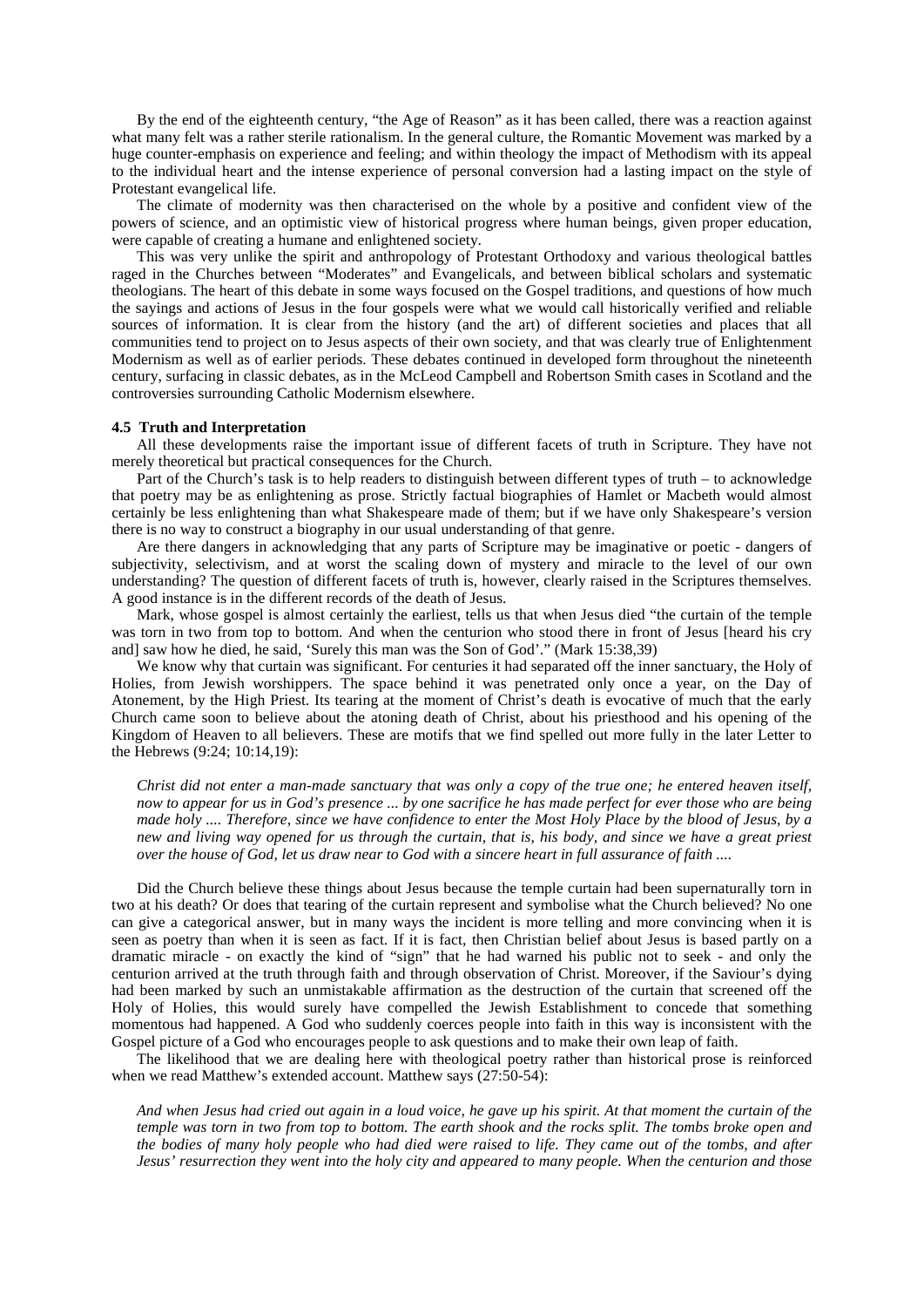By the end of the eighteenth century, "the Age of Reason" as it has been called, there was a reaction against what many felt was a rather sterile rationalism. In the general culture, the Romantic Movement was marked by a huge counter-emphasis on experience and feeling; and within theology the impact of Methodism with its appeal to the individual heart and the intense experience of personal conversion had a lasting impact on the style of Protestant evangelical life.

The climate of modernity was then characterised on the whole by a positive and confident view of the powers of science, and an optimistic view of historical progress where human beings, given proper education, were capable of creating a humane and enlightened society.

This was very unlike the spirit and anthropology of Protestant Orthodoxy and various theological battles raged in the Churches between "Moderates" and Evangelicals, and between biblical scholars and systematic theologians. The heart of this debate in some ways focused on the Gospel traditions, and questions of how much the sayings and actions of Jesus in the four gospels were what we would call historically verified and reliable sources of information. It is clear from the history (and the art) of different societies and places that all communities tend to project on to Jesus aspects of their own society, and that was clearly true of Enlightenment Modernism as well as of earlier periods. These debates continued in developed form throughout the nineteenth century, surfacing in classic debates, as in the McLeod Campbell and Robertson Smith cases in Scotland and the controversies surrounding Catholic Modernism elsewhere.

#### 4.5 Truth and Interpretation

All these developments raise the important issue of different facets of truth in Scripture. They have not merely theoretical but practical consequences for the Church.

Part of the Church's task is to help readers to distinguish between different types of truth – to acknowledge that poetry may be as enlightening as prose. Strictly factual biographies of Hamlet or Macbeth would almost certainly be less enlightening than what Shakespeare made of them; but if we have only Shakespeare's version there is no way to construct a biography in our usual understanding of that genre.

Are there dangers in acknowledging that any parts of Scripture may be imaginative or poetic - dangers of subjectivity, selectivism, and at worst the scaling down of mystery and miracle to the level of our own understanding? The question of different facets of truth is, however, clearly raised in the Scriptures themselves. A good instance is in the different records of the death of Jesus.

Mark, whose gospel is almost certainly the earliest, tells us that when Jesus died "the curtain of the temple was torn in two from top to bottom. And when the centurion who stood there in front of Jesus [heard his cry and] saw how he died, he said, 'Surely this man was the Son of God'." (Mark 15:38,39)

We know why that curtain was significant. For centuries it had separated off the inner sanctuary, the Holy of Holies, from Jewish worshippers. The space behind it was penetrated only once a year, on the Day of Atonement, by the High Priest. Its tearing at the moment of Christ's death is evocative of much that the early Church came soon to believe about the atoning death of Christ, about his priesthood and his opening of the Kingdom of Heaven to all believers. These are motifs that we find spelled out more fully in the later Letter to the Hebrews (9:24; 10:14,19):

*Christ did not enter a man-made sanctuary that was only a copy of the true one; he entered heaven itself, now to appear for us in God's presence ... by one sacrifice he has made perfect for ever those who are being made holy .... Therefore, since we have confidence to enter the Most Holy Place by the blood of Jesus, by a new and living way opened for us through the curtain, that is, his body, and since we have a great priest over the house of God, let us draw near to God with a sincere heart in full assurance of faith ....*

Did the Church believe these things about Jesus because the temple curtain had been supernaturally torn in two at his death? Or does that tearing of the curtain represent and symbolise what the Church believed? No one can give a categorical answer, but in many ways the incident is more telling and more convincing when it is seen as poetry than when it is seen as fact. If it is fact, then Christian belief about Jesus is based partly on a dramatic miracle - on exactly the kind of "sign" that he had warned his public not to seek - and only the centurion arrived at the truth through faith and through observation of Christ. Moreover, if the Saviour's dying had been marked by such an unmistakable affirmation as the destruction of the curtain that screened off the Holy of Holies, this would surely have compelled the Jewish Establishment to concede that something momentous had happened. A God who suddenly coerces people into faith in this way is inconsistent with the Gospel picture of a God who encourages people to ask questions and to make their own leap of faith.

The likelihood that we are dealing here with theological poetry rather than historical prose is reinforced when we read Matthew's extended account. Matthew says (27:50-54):

*And when Jesus had cried out again in a loud voice, he gave up his spirit. At that moment the curtain of the temple was torn in two from top to bottom. The earth shook and the rocks split. The tombs broke open and the bodies of many holy people who had died were raised to life. They came out of the tombs, and after Jesus' resurrection they went into the holy city and appeared to many people. When the centurion and those*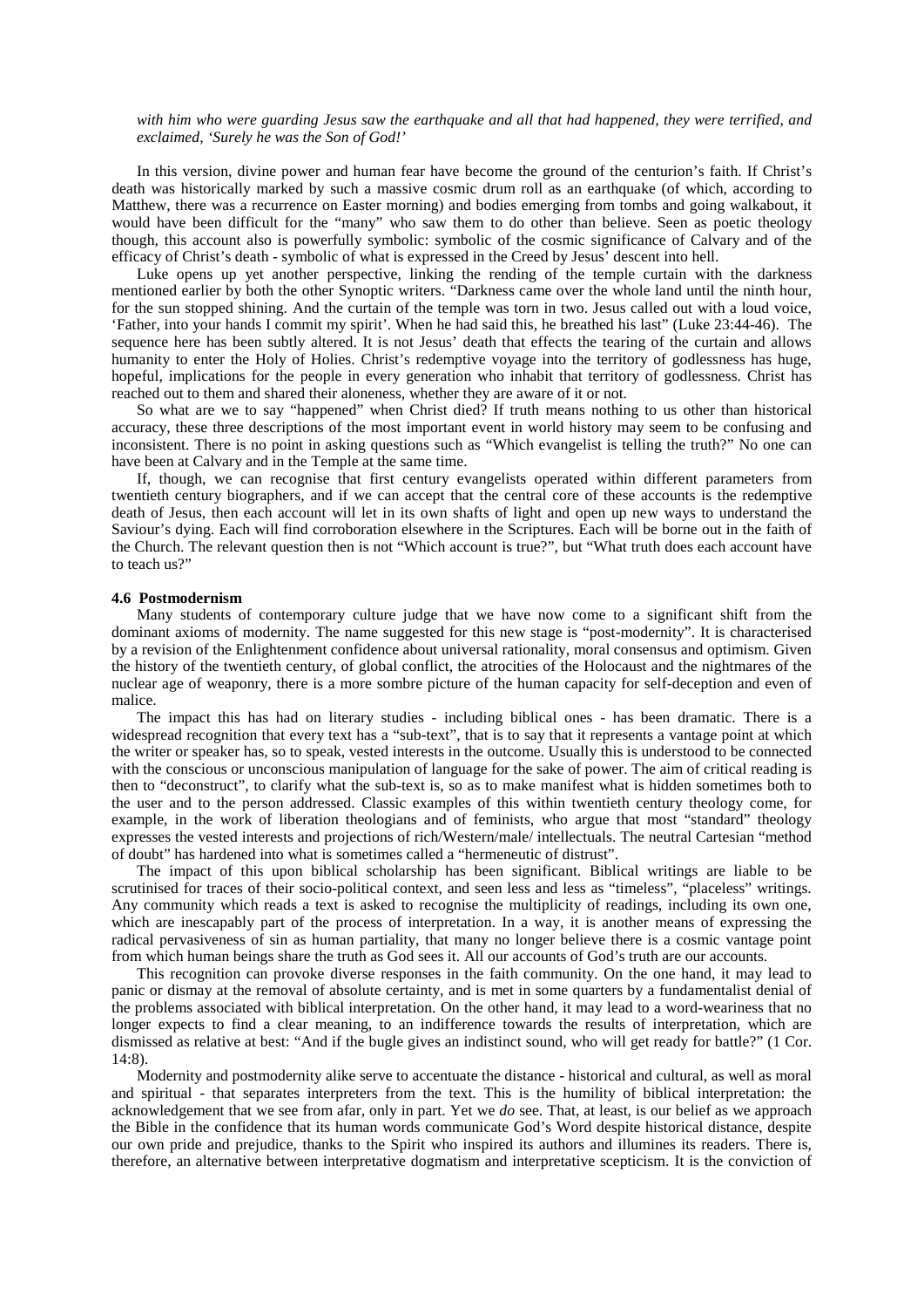*with him who were guarding Jesus saw the earthquake and all that had happened, they were terrified, and exclaimed, 'Surely he was the Son of God!'*

In this version, divine power and human fear have become the ground of the centurion's faith. If Christ's death was historically marked by such a massive cosmic drum roll as an earthquake (of which, according to Matthew, there was a recurrence on Easter morning) and bodies emerging from tombs and going walkabout, it would have been difficult for the "many" who saw them to do other than believe. Seen as poetic theology though, this account also is powerfully symbolic: symbolic of the cosmic significance of Calvary and of the efficacy of Christ's death - symbolic of what is expressed in the Creed by Jesus' descent into hell.

Luke opens up yet another perspective, linking the rending of the temple curtain with the darkness mentioned earlier by both the other Synoptic writers. "Darkness came over the whole land until the ninth hour, for the sun stopped shining. And the curtain of the temple was torn in two. Jesus called out with a loud voice, 'Father, into your hands I commit my spirit'. When he had said this, he breathed his last" (Luke 23:44-46). The sequence here has been subtly altered. It is not Jesus' death that effects the tearing of the curtain and allows humanity to enter the Holy of Holies. Christ's redemptive voyage into the territory of godlessness has huge, hopeful, implications for the people in every generation who inhabit that territory of godlessness. Christ has reached out to them and shared their aloneness, whether they are aware of it or not.

So what are we to say "happened" when Christ died? If truth means nothing to us other than historical accuracy, these three descriptions of the most important event in world history may seem to be confusing and inconsistent. There is no point in asking questions such as "Which evangelist is telling the truth?" No one can have been at Calvary and in the Temple at the same time.

If, though, we can recognise that first century evangelists operated within different parameters from twentieth century biographers, and if we can accept that the central core of these accounts is the redemptive death of Jesus, then each account will let in its own shafts of light and open up new ways to understand the Saviour's dying. Each will find corroboration elsewhere in the Scriptures. Each will be borne out in the faith of the Church. The relevant question then is not "Which account is true?", but "What truth does each account have to teach us?"

#### 4.6 Postmodernism

Many students of contemporary culture judge that we have now come to a significant shift from the dominant axioms of modernity. The name suggested for this new stage is "post-modernity". It is characterised by a revision of the Enlightenment confidence about universal rationality, moral consensus and optimism. Given the history of the twentieth century, of global conflict, the atrocities of the Holocaust and the nightmares of the nuclear age of weaponry, there is a more sombre picture of the human capacity for self-deception and even of malice.

The impact this has had on literary studies - including biblical ones - has been dramatic. There is a widespread recognition that every text has a "sub-text", that is to say that it represents a vantage point at which the writer or speaker has, so to speak, vested interests in the outcome. Usually this is understood to be connected with the conscious or unconscious manipulation of language for the sake of power. The aim of critical reading is then to "deconstruct", to clarify what the sub-text is, so as to make manifest what is hidden sometimes both to the user and to the person addressed. Classic examples of this within twentieth century theology come, for example, in the work of liberation theologians and of feminists, who argue that most "standard" theology expresses the vested interests and projections of rich/Western/male/ intellectuals. The neutral Cartesian "method of doubt" has hardened into what is sometimes called a "hermeneutic of distrust".

The impact of this upon biblical scholarship has been significant. Biblical writings are liable to be scrutinised for traces of their socio-political context, and seen less and less as "timeless", "placeless" writings. Any community which reads a text is asked to recognise the multiplicity of readings, including its own one, which are inescapably part of the process of interpretation. In a way, it is another means of expressing the radical pervasiveness of sin as human partiality, that many no longer believe there is a cosmic vantage point from which human beings share the truth as God sees it. All our accounts of God's truth are our accounts.

This recognition can provoke diverse responses in the faith community. On the one hand, it may lead to panic or dismay at the removal of absolute certainty, and is met in some quarters by a fundamentalist denial of the problems associated with biblical interpretation. On the other hand, it may lead to a word-weariness that no longer expects to find a clear meaning, to an indifference towards the results of interpretation, which are dismissed as relative at best: "And if the bugle gives an indistinct sound, who will get ready for battle?" (1 Cor. 14:8).

Modernity and postmodernity alike serve to accentuate the distance - historical and cultural, as well as moral and spiritual - that separates interpreters from the text. This is the humility of biblical interpretation: the acknowledgement that we see from afar, only in part. Yet we *do* see. That, at least, is our belief as we approach the Bible in the confidence that its human words communicate God's Word despite historical distance, despite our own pride and prejudice, thanks to the Spirit who inspired its authors and illumines its readers. There is, therefore, an alternative between interpretative dogmatism and interpretative scepticism. It is the conviction of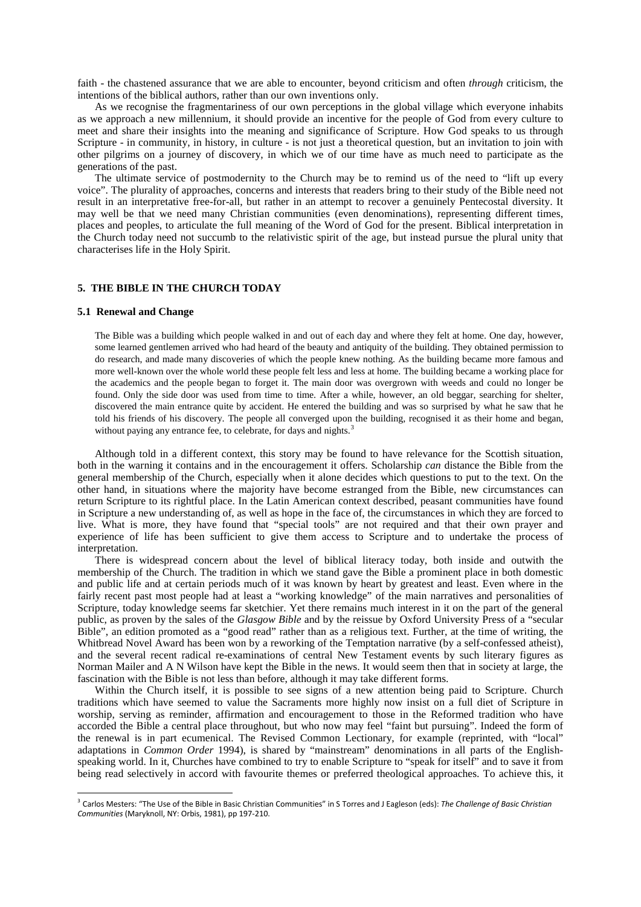faith - the chastened assurance that we are able to encounter, beyond criticism and often *through* criticism, the intentions of the biblical authors, rather than our own inventions only.

As we recognise the fragmentariness of our own perceptions in the global village which everyone inhabits as we approach a new millennium, it should provide an incentive for the people of God from every culture to meet and share their insights into the meaning and significance of Scripture. How God speaks to us through Scripture - in community, in history, in culture - is not just a theoretical question, but an invitation to join with other pilgrims on a journey of discovery, in which we of our time have as much need to participate as the generations of the past.

The ultimate service of postmodernity to the Church may be to remind us of the need to "lift up every voice". The plurality of approaches, concerns and interests that readers bring to their study of the Bible need not result in an interpretative free-for-all, but rather in an attempt to recover a genuinely Pentecostal diversity. It may well be that we need many Christian communities (even denominations), representing different times, places and peoples, to articulate the full meaning of the Word of God for the present. Biblical interpretation in the Church today need not succumb to the relativistic spirit of the age, but instead pursue the plural unity that characterises life in the Holy Spirit.

## 5. THE BIBLE IN THE CHURCH TODAY

### 5.1 Renewal and Change

> The Bible was a building which people walked in and out of each day and where they felt at home. One day, however, some learned gentlemen arrived who had heard of the beauty and antiquity of the building. They obtained permission to do research, and made many discoveries of which the people knew nothing. As the building became more famous and more well-known over the whole world these people felt less and less at home. The building became a working place for the academics and the people began to forget it. The main door was overgrown with weeds and could no longer be found. Only the side door was used from time to time. After a while, however, an old beggar, searching for shelter, discovered the main entrance quite by accident. He entered the building and was so surprised by what he saw that he told his friends of his discovery. The people all converged upon the building, recognised it as their home and began, without paying any entrance fee, to celebrate, for days and nights.[3]

Although told in a different context, this story may be found to have relevance for the Scottish situation, both in the warning it contains and in the encouragement it offers. Scholarship *can* distance the Bible from the general membership of the Church, especially when it alone decides which questions to put to the text. On the other hand, in situations where the majority have become estranged from the Bible, new circumstances can return Scripture to its rightful place. In the Latin American context described, peasant communities have found in Scripture a new understanding of, as well as hope in the face of, the circumstances in which they are forced to live. What is more, they have found that "special tools" are not required and that their own prayer and experience of life has been sufficient to give them access to Scripture and to undertake the process of interpretation.

There is widespread concern about the level of biblical literacy today, both inside and outwith the membership of the Church. The tradition in which we stand gave the Bible a prominent place in both domestic and public life and at certain periods much of it was known by heart by greatest and least. Even where in the fairly recent past most people had at least a "working knowledge" of the main narratives and personalities of Scripture, today knowledge seems far sketchier. Yet there remains much interest in it on the part of the general public, as proven by the sales of the *Glasgow Bible* and by the reissue by Oxford University Press of a "secular Bible", an edition promoted as a "good read" rather than as a religious text. Further, at the time of writing, the Whitbread Novel Award has been won by a reworking of the Temptation narrative (by a self-confessed atheist), and the several recent radical re-examinations of central New Testament events by such literary figures as Norman Mailer and A N Wilson have kept the Bible in the news. It would seem then that in society at large, the fascination with the Bible is not less than before, although it may take different forms.

Within the Church itself, it is possible to see signs of a new attention being paid to Scripture. Church traditions which have seemed to value the Sacraments more highly now insist on a full diet of Scripture in worship, serving as reminder, affirmation and encouragement to those in the Reformed tradition who have accorded the Bible a central place throughout, but who now may feel "faint but pursuing". Indeed the form of the renewal is in part ecumenical. The Revised Common Lectionary, for example (reprinted, with "local" adaptations in *Common Order* 1994), is shared by "mainstream" denominations in all parts of the English-speaking world. In it, Churches have combined to try to enable Scripture to "speak for itself" and to save it from being read selectively in accord with favourite themes or preferred theological approaches. To achieve this, it

[3] Carlos Mesters: "The Use of the Bible in Basic Christian Communities" in S Torres and J Eagleson (eds): *The Challenge of Basic Christian Communities* (Maryknoll, NY: Orbis, 1981), pp 197-210.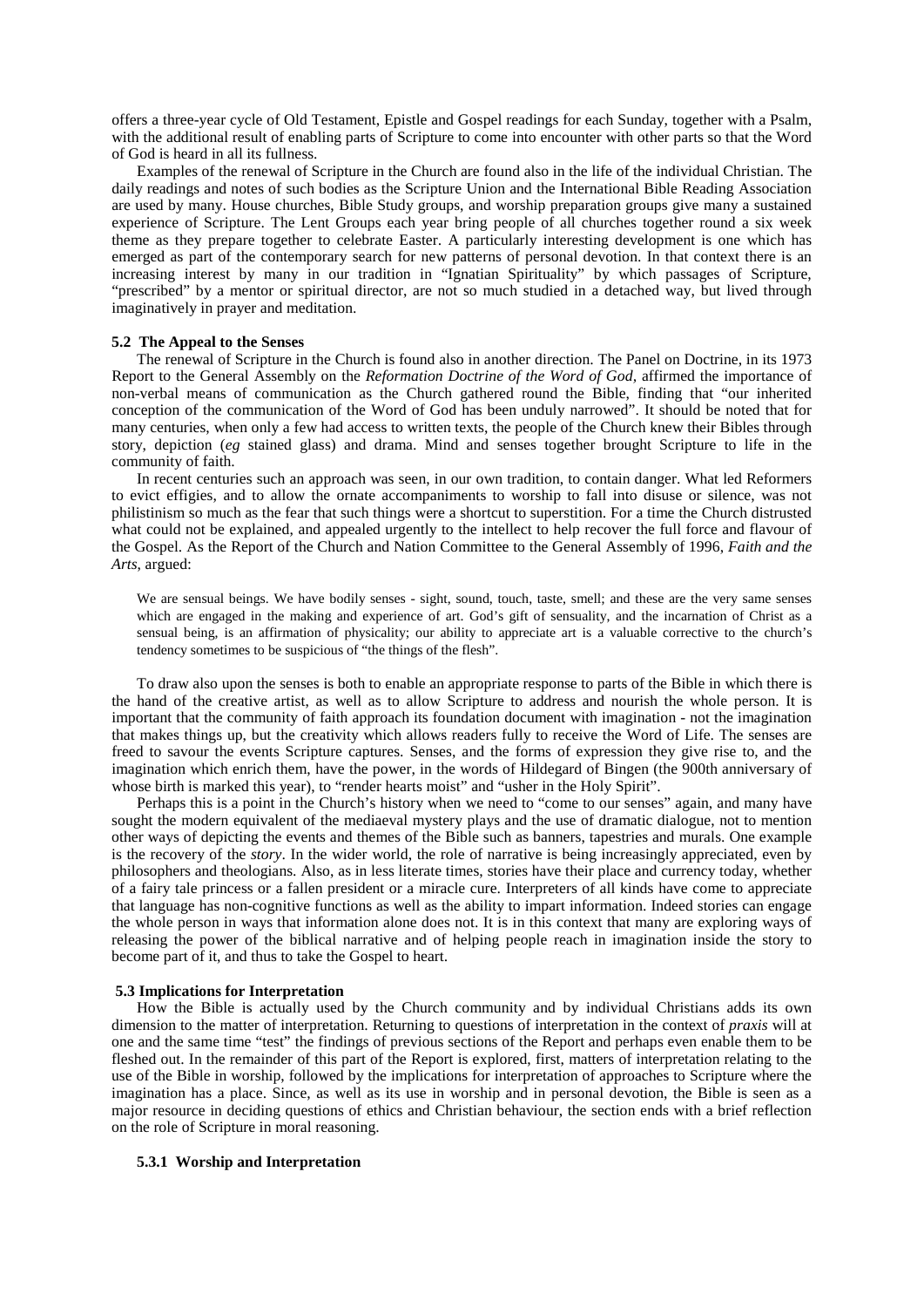offers a three-year cycle of Old Testament, Epistle and Gospel readings for each Sunday, together with a Psalm, with the additional result of enabling parts of Scripture to come into encounter with other parts so that the Word of God is heard in all its fullness.

Examples of the renewal of Scripture in the Church are found also in the life of the individual Christian. The daily readings and notes of such bodies as the Scripture Union and the International Bible Reading Association are used by many. House churches, Bible Study groups, and worship preparation groups give many a sustained experience of Scripture. The Lent Groups each year bring people of all churches together round a six week theme as they prepare together to celebrate Easter. A particularly interesting development is one which has emerged as part of the contemporary search for new patterns of personal devotion. In that context there is an increasing interest by many in our tradition in "Ignatian Spirituality" by which passages of Scripture, "prescribed" by a mentor or spiritual director, are not so much studied in a detached way, but lived through imaginatively in prayer and meditation.

#### 5.2 The Appeal to the Senses

The renewal of Scripture in the Church is found also in another direction. The Panel on Doctrine, in its 1973 Report to the General Assembly on the *Reformation Doctrine of the Word of God*, affirmed the importance of non-verbal means of communication as the Church gathered round the Bible, finding that "our inherited conception of the communication of the Word of God has been unduly narrowed". It should be noted that for many centuries, when only a few had access to written texts, the people of the Church knew their Bibles through story, depiction (*eg* stained glass) and drama. Mind and senses together brought Scripture to life in the community of faith.

In recent centuries such an approach was seen, in our own tradition, to contain danger. What led Reformers to evict effigies, and to allow the ornate accompaniments to worship to fall into disuse or silence, was not philistinism so much as the fear that such things were a shortcut to superstition. For a time the Church distrusted what could not be explained, and appealed urgently to the intellect to help recover the full force and flavour of the Gospel. As the Report of the Church and Nation Committee to the General Assembly of 1996, *Faith and the Arts*, argued:

> We are sensual beings. We have bodily senses - sight, sound, touch, taste, smell; and these are the very same senses which are engaged in the making and experience of art. God's gift of sensuality, and the incarnation of Christ as a sensual being, is an affirmation of physicality; our ability to appreciate art is a valuable corrective to the church's tendency sometimes to be suspicious of "the things of the flesh".

To draw also upon the senses is both to enable an appropriate response to parts of the Bible in which there is the hand of the creative artist, as well as to allow Scripture to address and nourish the whole person. It is important that the community of faith approach its foundation document with imagination - not the imagination that makes things up, but the creativity which allows readers fully to receive the Word of Life. The senses are freed to savour the events Scripture captures. Senses, and the forms of expression they give rise to, and the imagination which enrich them, have the power, in the words of Hildegard of Bingen (the 900th anniversary of whose birth is marked this year), to "render hearts moist" and "usher in the Holy Spirit".

Perhaps this is a point in the Church's history when we need to "come to our senses" again, and many have sought the modern equivalent of the mediaeval mystery plays and the use of dramatic dialogue, not to mention other ways of depicting the events and themes of the Bible such as banners, tapestries and murals. One example is the recovery of the *story*. In the wider world, the role of narrative is being increasingly appreciated, even by philosophers and theologians. Also, as in less literate times, stories have their place and currency today, whether of a fairy tale princess or a fallen president or a miracle cure. Interpreters of all kinds have come to appreciate that language has non-cognitive functions as well as the ability to impart information. Indeed stories can engage the whole person in ways that information alone does not. It is in this context that many are exploring ways of releasing the power of the biblical narrative and of helping people reach in imagination inside the story to become part of it, and thus to take the Gospel to heart.

#### 5.3 Implications for Interpretation

How the Bible is actually used by the Church community and by individual Christians adds its own dimension to the matter of interpretation. Returning to questions of interpretation in the context of *praxis* will at one and the same time "test" the findings of previous sections of the Report and perhaps even enable them to be fleshed out. In the remainder of this part of the Report is explored, first, matters of interpretation relating to the use of the Bible in worship, followed by the implications for interpretation of approaches to Scripture where the imagination has a place. Since, as well as its use in worship and in personal devotion, the Bible is seen as a major resource in deciding questions of ethics and Christian behaviour, the section ends with a brief reflection on the role of Scripture in moral reasoning.

##### 5.3.1 Worship and Interpretation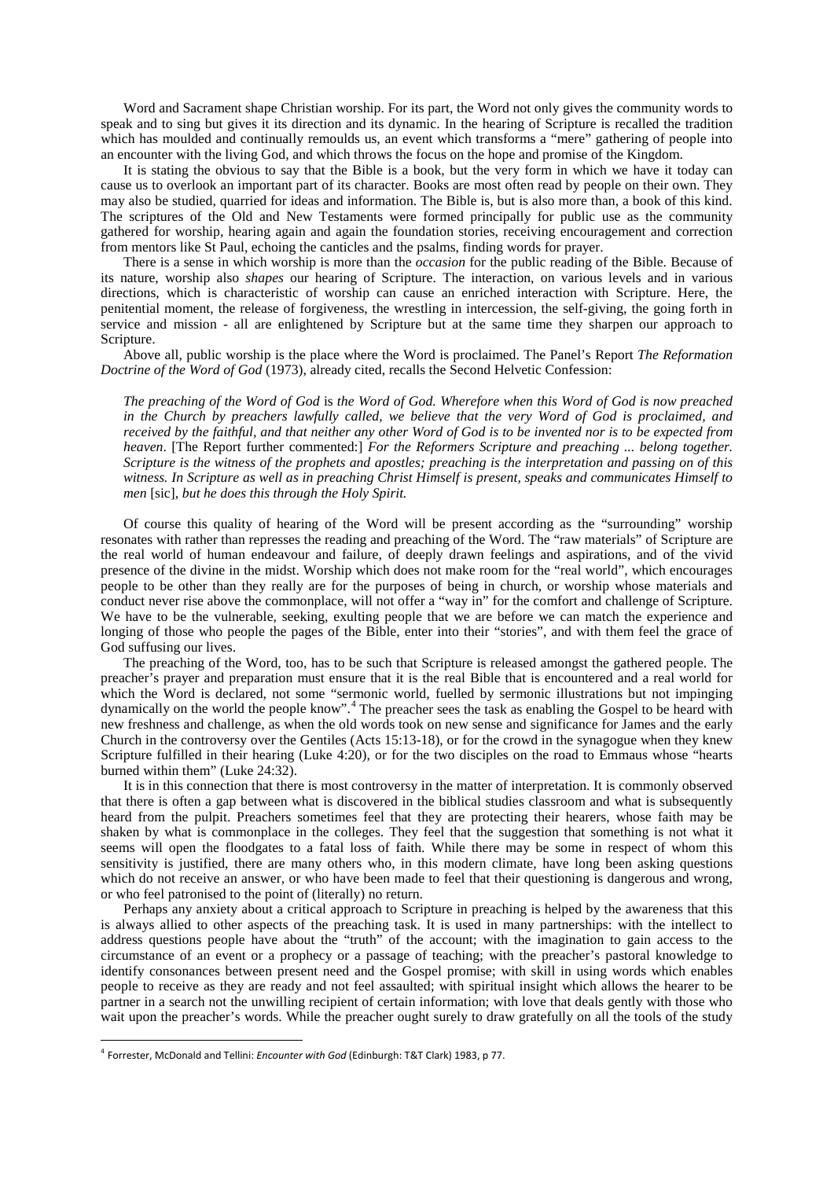Word and Sacrament shape Christian worship. For its part, the Word not only gives the community words to speak and to sing but gives it its direction and its dynamic. In the hearing of Scripture is recalled the tradition which has moulded and continually remoulds us, an event which transforms a "mere" gathering of people into an encounter with the living God, and which throws the focus on the hope and promise of the Kingdom.

It is stating the obvious to say that the Bible is a book, but the very form in which we have it today can cause us to overlook an important part of its character. Books are most often read by people on their own. They may also be studied, quarried for ideas and information. The Bible is, but is also more than, a book of this kind. The scriptures of the Old and New Testaments were formed principally for public use as the community gathered for worship, hearing again and again the foundation stories, receiving encouragement and correction from mentors like St Paul, echoing the canticles and the psalms, finding words for prayer.

There is a sense in which worship is more than the *occasion* for the public reading of the Bible. Because of its nature, worship also *shapes* our hearing of Scripture. The interaction, on various levels and in various directions, which is characteristic of worship can cause an enriched interaction with Scripture. Here, the penitential moment, the release of forgiveness, the wrestling in intercession, the self-giving, the going forth in service and mission - all are enlightened by Scripture but at the same time they sharpen our approach to Scripture.

Above all, public worship is the place where the Word is proclaimed. The Panel's Report *The Reformation Doctrine of the Word of God* (1973), already cited, recalls the Second Helvetic Confession:

> *The preaching of the Word of God* is *the Word of God. Wherefore when this Word of God is now preached in the Church by preachers lawfully called, we believe that the very Word of God is proclaimed, and received by the faithful, and that neither any other Word of God is to be invented nor is to be expected from heaven*. [The Report further commented:] *For the Reformers Scripture and preaching ... belong together. Scripture is the witness of the prophets and apostles; preaching is the interpretation and passing on of this witness. In Scripture as well as in preaching Christ Himself is present, speaks and communicates Himself to men* [sic], *but he does this through the Holy Spirit.*

Of course this quality of hearing of the Word will be present according as the "surrounding" worship resonates with rather than represses the reading and preaching of the Word. The "raw materials" of Scripture are the real world of human endeavour and failure, of deeply drawn feelings and aspirations, and of the vivid presence of the divine in the midst. Worship which does not make room for the "real world", which encourages people to be other than they really are for the purposes of being in church, or worship whose materials and conduct never rise above the commonplace, will not offer a "way in" for the comfort and challenge of Scripture. We have to be the vulnerable, seeking, exulting people that we are before we can match the experience and longing of those who people the pages of the Bible, enter into their "stories", and with them feel the grace of God suffusing our lives.

The preaching of the Word, too, has to be such that Scripture is released amongst the gathered people. The preacher's prayer and preparation must ensure that it is the real Bible that is encountered and a real world for which the Word is declared, not some "sermonic world, fuelled by sermonic illustrations but not impinging dynamically on the world the people know".[4] The preacher sees the task as enabling the Gospel to be heard with new freshness and challenge, as when the old words took on new sense and significance for James and the early Church in the controversy over the Gentiles (Acts 15:13-18), or for the crowd in the synagogue when they knew Scripture fulfilled in their hearing (Luke 4:20), or for the two disciples on the road to Emmaus whose "hearts burned within them" (Luke 24:32).

It is in this connection that there is most controversy in the matter of interpretation. It is commonly observed that there is often a gap between what is discovered in the biblical studies classroom and what is subsequently heard from the pulpit. Preachers sometimes feel that they are protecting their hearers, whose faith may be shaken by what is commonplace in the colleges. They feel that the suggestion that something is not what it seems will open the floodgates to a fatal loss of faith. While there may be some in respect of whom this sensitivity is justified, there are many others who, in this modern climate, have long been asking questions which do not receive an answer, or who have been made to feel that their questioning is dangerous and wrong, or who feel patronised to the point of (literally) no return.

Perhaps any anxiety about a critical approach to Scripture in preaching is helped by the awareness that this is always allied to other aspects of the preaching task. It is used in many partnerships: with the intellect to address questions people have about the "truth" of the account; with the imagination to gain access to the circumstance of an event or a prophecy or a passage of teaching; with the preacher's pastoral knowledge to identify consonances between present need and the Gospel promise; with skill in using words which enables people to receive as they are ready and not feel assaulted; with spiritual insight which allows the hearer to be partner in a search not the unwilling recipient of certain information; with love that deals gently with those who wait upon the preacher's words. While the preacher ought surely to draw gratefully on all the tools of the study

---

[4] Forrester, McDonald and Tellini: *Encounter with God* (Edinburgh: T&T Clark) 1983, p 77.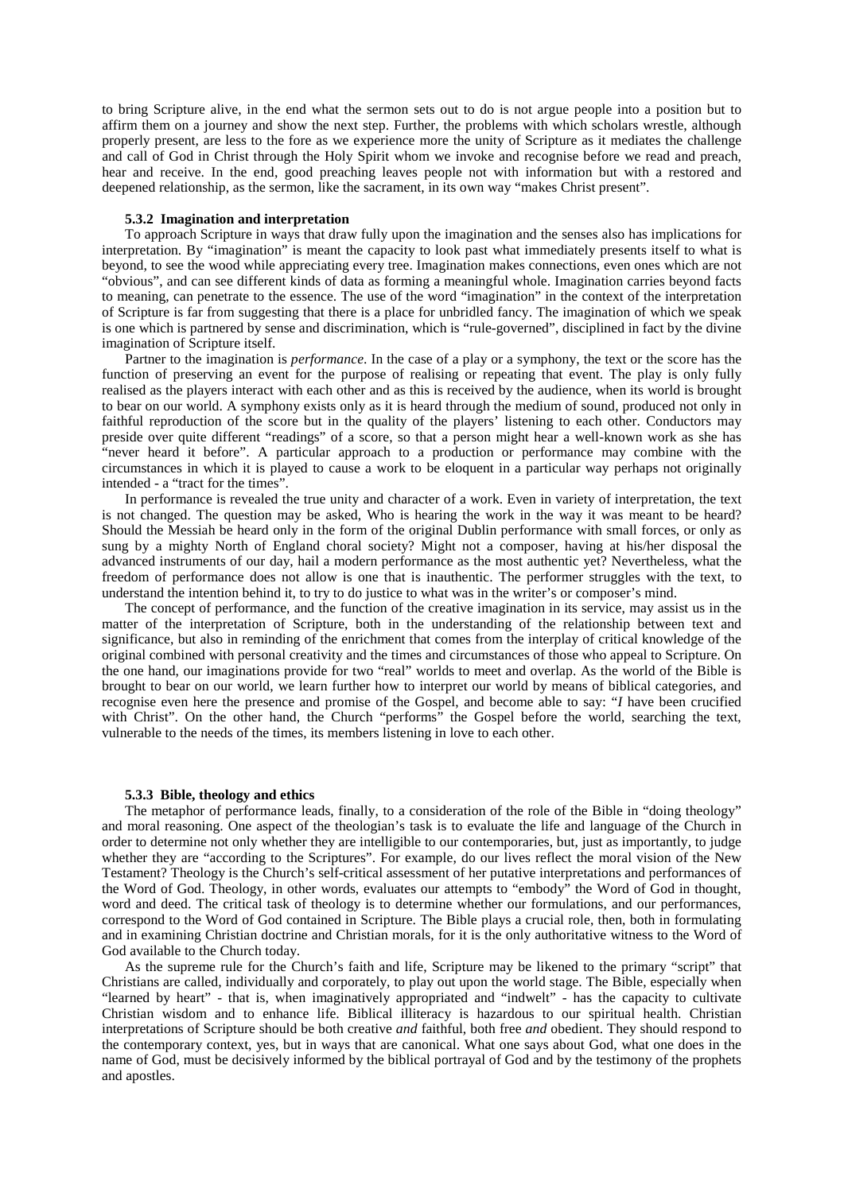to bring Scripture alive, in the end what the sermon sets out to do is not argue people into a position but to affirm them on a journey and show the next step. Further, the problems with which scholars wrestle, although properly present, are less to the fore as we experience more the unity of Scripture as it mediates the challenge and call of God in Christ through the Holy Spirit whom we invoke and recognise before we read and preach, hear and receive. In the end, good preaching leaves people not with information but with a restored and deepened relationship, as the sermon, like the sacrament, in its own way "makes Christ present".

### 5.3.2 Imagination and interpretation

To approach Scripture in ways that draw fully upon the imagination and the senses also has implications for interpretation. By "imagination" is meant the capacity to look past what immediately presents itself to what is beyond, to see the wood while appreciating every tree. Imagination makes connections, even ones which are not "obvious", and can see different kinds of data as forming a meaningful whole. Imagination carries beyond facts to meaning, can penetrate to the essence. The use of the word "imagination" in the context of the interpretation of Scripture is far from suggesting that there is a place for unbridled fancy. The imagination of which we speak is one which is partnered by sense and discrimination, which is "rule-governed", disciplined in fact by the divine imagination of Scripture itself.

Partner to the imagination is *performance*. In the case of a play or a symphony, the text or the score has the function of preserving an event for the purpose of realising or repeating that event. The play is only fully realised as the players interact with each other and as this is received by the audience, when its world is brought to bear on our world. A symphony exists only as it is heard through the medium of sound, produced not only in faithful reproduction of the score but in the quality of the players' listening to each other. Conductors may preside over quite different "readings" of a score, so that a person might hear a well-known work as she has "never heard it before". A particular approach to a production or performance may combine with the circumstances in which it is played to cause a work to be eloquent in a particular way perhaps not originally intended - a "tract for the times".

In performance is revealed the true unity and character of a work. Even in variety of interpretation, the text is not changed. The question may be asked, Who is hearing the work in the way it was meant to be heard? Should the Messiah be heard only in the form of the original Dublin performance with small forces, or only as sung by a mighty North of England choral society? Might not a composer, having at his/her disposal the advanced instruments of our day, hail a modern performance as the most authentic yet? Nevertheless, what the freedom of performance does not allow is one that is inauthentic. The performer struggles with the text, to understand the intention behind it, to try to do justice to what was in the writer's or composer's mind.

The concept of performance, and the function of the creative imagination in its service, may assist us in the matter of the interpretation of Scripture, both in the understanding of the relationship between text and significance, but also in reminding of the enrichment that comes from the interplay of critical knowledge of the original combined with personal creativity and the times and circumstances of those who appeal to Scripture. On the one hand, our imaginations provide for two "real" worlds to meet and overlap. As the world of the Bible is brought to bear on our world, we learn further how to interpret our world by means of biblical categories, and recognise even here the presence and promise of the Gospel, and become able to say: "*I* have been crucified with Christ". On the other hand, the Church "performs" the Gospel before the world, searching the text, vulnerable to the needs of the times, its members listening in love to each other.

### 5.3.3 Bible, theology and ethics

The metaphor of performance leads, finally, to a consideration of the role of the Bible in "doing theology" and moral reasoning. One aspect of the theologian's task is to evaluate the life and language of the Church in order to determine not only whether they are intelligible to our contemporaries, but, just as importantly, to judge whether they are "according to the Scriptures". For example, do our lives reflect the moral vision of the New Testament? Theology is the Church's self-critical assessment of her putative interpretations and performances of the Word of God. Theology, in other words, evaluates our attempts to "embody" the Word of God in thought, word and deed. The critical task of theology is to determine whether our formulations, and our performances, correspond to the Word of God contained in Scripture. The Bible plays a crucial role, then, both in formulating and in examining Christian doctrine and Christian morals, for it is the only authoritative witness to the Word of God available to the Church today.

As the supreme rule for the Church's faith and life, Scripture may be likened to the primary "script" that Christians are called, individually and corporately, to play out upon the world stage. The Bible, especially when "learned by heart" - that is, when imaginatively appropriated and "indwelt" - has the capacity to cultivate Christian wisdom and to enhance life. Biblical illiteracy is hazardous to our spiritual health. Christian interpretations of Scripture should be both creative *and* faithful, both free *and* obedient. They should respond to the contemporary context, yes, but in ways that are canonical. What one says about God, what one does in the name of God, must be decisively informed by the biblical portrayal of God and by the testimony of the prophets and apostles.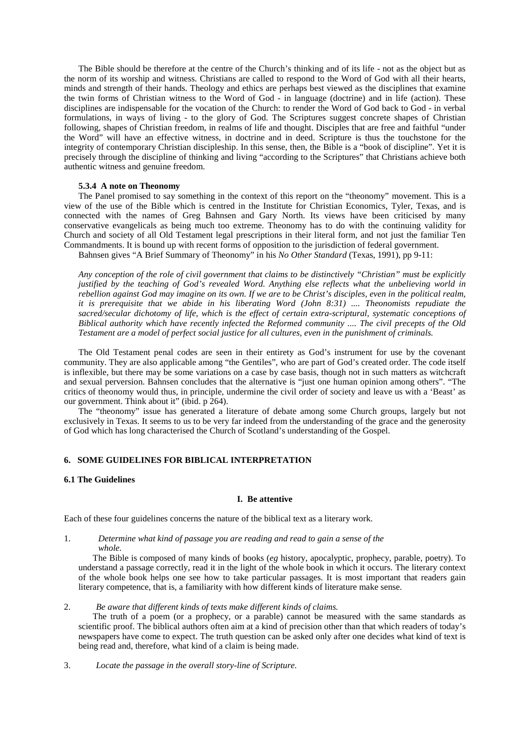The Bible should be therefore at the centre of the Church's thinking and of its life - not as the object but as the norm of its worship and witness. Christians are called to respond to the Word of God with all their hearts, minds and strength of their hands. Theology and ethics are perhaps best viewed as the disciplines that examine the twin forms of Christian witness to the Word of God - in language (doctrine) and in life (action). These disciplines are indispensable for the vocation of the Church: to render the Word of God back to God - in verbal formulations, in ways of living - to the glory of God. The Scriptures suggest concrete shapes of Christian following, shapes of Christian freedom, in realms of life and thought. Disciples that are free and faithful "under the Word" will have an effective witness, in doctrine and in deed. Scripture is thus the touchstone for the integrity of contemporary Christian discipleship. In this sense, then, the Bible is a "book of discipline". Yet it is precisely through the discipline of thinking and living "according to the Scriptures" that Christians achieve both authentic witness and genuine freedom.

#### 5.3.4 A note on Theonomy

The Panel promised to say something in the context of this report on the "theonomy" movement. This is a view of the use of the Bible which is centred in the Institute for Christian Economics, Tyler, Texas, and is connected with the names of Greg Bahnsen and Gary North. Its views have been criticised by many conservative evangelicals as being much too extreme. Theonomy has to do with the continuing validity for Church and society of all Old Testament legal prescriptions in their literal form, and not just the familiar Ten Commandments. It is bound up with recent forms of opposition to the jurisdiction of federal government.

Bahnsen gives "A Brief Summary of Theonomy" in his *No Other Standard* (Texas, 1991), pp 9-11:

> *Any conception of the role of civil government that claims to be distinctively "Christian" must be explicitly justified by the teaching of God's revealed Word. Anything else reflects what the unbelieving world in rebellion against God may imagine on its own. If we are to be Christ's disciples, even in the political realm, it is prerequisite that we abide in his liberating Word (John 8:31) .... Theonomists repudiate the sacred/secular dichotomy of life, which is the effect of certain extra-scriptural, systematic conceptions of Biblical authority which have recently infected the Reformed community .... The civil precepts of the Old Testament are a model of perfect social justice for all cultures, even in the punishment of criminals.*

The Old Testament penal codes are seen in their entirety as God's instrument for use by the covenant community. They are also applicable among "the Gentiles", who are part of God's created order. The code itself is inflexible, but there may be some variations on a case by case basis, though not in such matters as witchcraft and sexual perversion. Bahnsen concludes that the alternative is "just one human opinion among others". "The critics of theonomy would thus, in principle, undermine the civil order of society and leave us with a 'Beast' as our government. Think about it" (ibid. p 264).

The "theonomy" issue has generated a literature of debate among some Church groups, largely but not exclusively in Texas. It seems to us to be very far indeed from the understanding of the grace and the generosity of God which has long characterised the Church of Scotland's understanding of the Gospel.

## 6. SOME GUIDELINES FOR BIBLICAL INTERPRETATION

### 6.1 The Guidelines

#### I. Be attentive

Each of these four guidelines concerns the nature of the biblical text as a literary work.

1. *Determine what kind of passage you are reading and read to gain a sense of the whole.*

   The Bible is composed of many kinds of books (*eg* history, apocalyptic, prophecy, parable, poetry). To understand a passage correctly, read it in the light of the whole book in which it occurs. The literary context of the whole book helps one see how to take particular passages. It is most important that readers gain literary competence, that is, a familiarity with how different kinds of literature make sense.

2. *Be aware that different kinds of texts make different kinds of claims.*

   The truth of a poem (or a prophecy, or a parable) cannot be measured with the same standards as scientific proof. The biblical authors often aim at a kind of precision other than that which readers of today's newspapers have come to expect. The truth question can be asked only after one decides what kind of text is being read and, therefore, what kind of a claim is being made.

3. *Locate the passage in the overall story-line of Scripture.*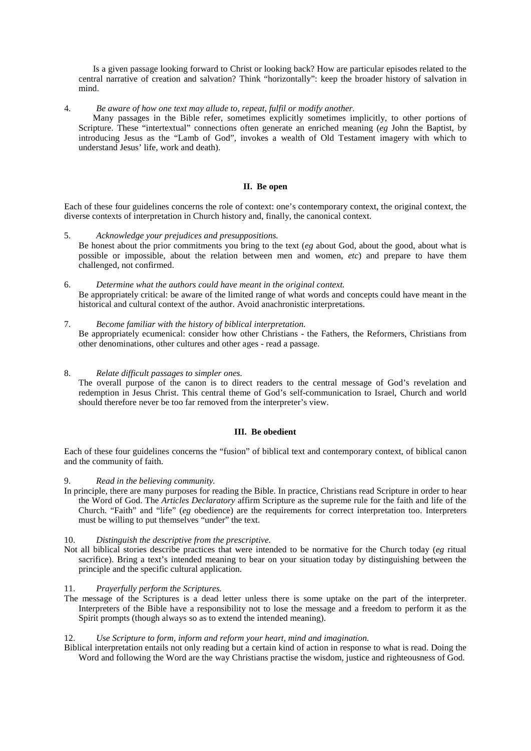Is a given passage looking forward to Christ or looking back? How are particular episodes related to the central narrative of creation and salvation? Think "horizontally": keep the broader history of salvation in mind.

4. *Be aware of how one text may allude to, repeat, fulfil or modify another.*
   Many passages in the Bible refer, sometimes explicitly sometimes implicitly, to other portions of Scripture. These "intertextual" connections often generate an enriched meaning (*eg* John the Baptist, by introducing Jesus as the "Lamb of God", invokes a wealth of Old Testament imagery with which to understand Jesus' life, work and death).

### II. Be open

Each of these four guidelines concerns the role of context: one's contemporary context, the original context, the diverse contexts of interpretation in Church history and, finally, the canonical context.

5. *Acknowledge your prejudices and presuppositions.*
   Be honest about the prior commitments you bring to the text (*eg* about God, about the good, about what is possible or impossible, about the relation between men and women, *etc*) and prepare to have them challenged, not confirmed.

6. *Determine what the authors could have meant in the original context.*
   Be appropriately critical: be aware of the limited range of what words and concepts could have meant in the historical and cultural context of the author. Avoid anachronistic interpretations.

7. *Become familiar with the history of biblical interpretation.*
   Be appropriately ecumenical: consider how other Christians - the Fathers, the Reformers, Christians from other denominations, other cultures and other ages - read a passage.

8. *Relate difficult passages to simpler ones.*
   The overall purpose of the canon is to direct readers to the central message of God's revelation and redemption in Jesus Christ. This central theme of God's self-communication to Israel, Church and world should therefore never be too far removed from the interpreter's view.

### III. Be obedient

Each of these four guidelines concerns the "fusion" of biblical text and contemporary context, of biblical canon and the community of faith.

9. *Read in the believing community.*
   In principle, there are many purposes for reading the Bible. In practice, Christians read Scripture in order to hear the Word of God. The *Articles Declaratory* affirm Scripture as the supreme rule for the faith and life of the Church. "Faith" and "life" (*eg* obedience) are the requirements for correct interpretation too. Interpreters must be willing to put themselves "under" the text.

10. *Distinguish the descriptive from the prescriptive.*
    Not all biblical stories describe practices that were intended to be normative for the Church today (*eg* ritual sacrifice). Bring a text's intended meaning to bear on your situation today by distinguishing between the principle and the specific cultural application.

11. *Prayerfully perform the Scriptures.*
    The message of the Scriptures is a dead letter unless there is some uptake on the part of the interpreter. Interpreters of the Bible have a responsibility not to lose the message and a freedom to perform it as the Spirit prompts (though always so as to extend the intended meaning).

12. *Use Scripture to form, inform and reform your heart, mind and imagination.*
    Biblical interpretation entails not only reading but a certain kind of action in response to what is read. Doing the Word and following the Word are the way Christians practise the wisdom, justice and righteousness of God.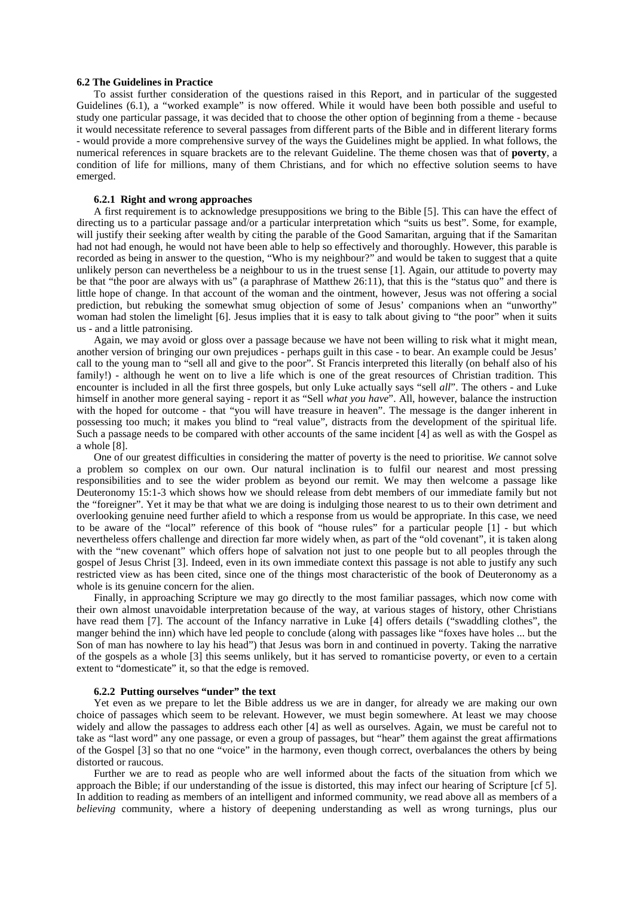### 6.2 The Guidelines in Practice

To assist further consideration of the questions raised in this Report, and in particular of the suggested Guidelines (6.1), a "worked example" is now offered. While it would have been both possible and useful to study one particular passage, it was decided that to choose the other option of beginning from a theme - because it would necessitate reference to several passages from different parts of the Bible and in different literary forms - would provide a more comprehensive survey of the ways the Guidelines might be applied. In what follows, the numerical references in square brackets are to the relevant Guideline. The theme chosen was that of **poverty**, a condition of life for millions, many of them Christians, and for which no effective solution seems to have emerged.

#### 6.2.1 Right and wrong approaches

A first requirement is to acknowledge presuppositions we bring to the Bible [5]. This can have the effect of directing us to a particular passage and/or a particular interpretation which "suits us best". Some, for example, will justify their seeking after wealth by citing the parable of the Good Samaritan, arguing that if the Samaritan had not had enough, he would not have been able to help so effectively and thoroughly. However, this parable is recorded as being in answer to the question, "Who is my neighbour?" and would be taken to suggest that a quite unlikely person can nevertheless be a neighbour to us in the truest sense [1]. Again, our attitude to poverty may be that "the poor are always with us" (a paraphrase of Matthew 26:11), that this is the "status quo" and there is little hope of change. In that account of the woman and the ointment, however, Jesus was not offering a social prediction, but rebuking the somewhat smug objection of some of Jesus' companions when an "unworthy" woman had stolen the limelight [6]. Jesus implies that it is easy to talk about giving to "the poor" when it suits us - and a little patronising.

Again, we may avoid or gloss over a passage because we have not been willing to risk what it might mean, another version of bringing our own prejudices - perhaps guilt in this case - to bear. An example could be Jesus' call to the young man to "sell all and give to the poor". St Francis interpreted this literally (on behalf also of his family!) - although he went on to live a life which is one of the great resources of Christian tradition. This encounter is included in all the first three gospels, but only Luke actually says "sell *all*". The others - and Luke himself in another more general saying - report it as "Sell *what you have*". All, however, balance the instruction with the hoped for outcome - that "you will have treasure in heaven". The message is the danger inherent in possessing too much; it makes you blind to "real value", distracts from the development of the spiritual life. Such a passage needs to be compared with other accounts of the same incident [4] as well as with the Gospel as a whole [8].

One of our greatest difficulties in considering the matter of poverty is the need to prioritise. *We* cannot solve a problem so complex on our own. Our natural inclination is to fulfil our nearest and most pressing responsibilities and to see the wider problem as beyond our remit. We may then welcome a passage like Deuteronomy 15:1-3 which shows how we should release from debt members of our immediate family but not the "foreigner". Yet it may be that what we are doing is indulging those nearest to us to their own detriment and overlooking genuine need further afield to which a response from us would be appropriate. In this case, we need to be aware of the "local" reference of this book of "house rules" for a particular people [1] - but which nevertheless offers challenge and direction far more widely when, as part of the "old covenant", it is taken along with the "new covenant" which offers hope of salvation not just to one people but to all peoples through the gospel of Jesus Christ [3]. Indeed, even in its own immediate context this passage is not able to justify any such restricted view as has been cited, since one of the things most characteristic of the book of Deuteronomy as a whole is its genuine concern for the alien.

Finally, in approaching Scripture we may go directly to the most familiar passages, which now come with their own almost unavoidable interpretation because of the way, at various stages of history, other Christians have read them [7]. The account of the Infancy narrative in Luke [4] offers details ("swaddling clothes", the manger behind the inn) which have led people to conclude (along with passages like "foxes have holes ... but the Son of man has nowhere to lay his head") that Jesus was born in and continued in poverty. Taking the narrative of the gospels as a whole [3] this seems unlikely, but it has served to romanticise poverty, or even to a certain extent to "domesticate" it, so that the edge is removed.

#### 6.2.2 Putting ourselves "under" the text

Yet even as we prepare to let the Bible address us we are in danger, for already we are making our own choice of passages which seem to be relevant. However, we must begin somewhere. At least we may choose widely and allow the passages to address each other [4] as well as ourselves. Again, we must be careful not to take as "last word" any one passage, or even a group of passages, but "hear" them against the great affirmations of the Gospel [3] so that no one "voice" in the harmony, even though correct, overbalances the others by being distorted or raucous.

Further we are to read as people who are well informed about the facts of the situation from which we approach the Bible; if our understanding of the issue is distorted, this may infect our hearing of Scripture [cf 5]. In addition to reading as members of an intelligent and informed community, we read above all as members of a *believing* community, where a history of deepening understanding as well as wrong turnings, plus our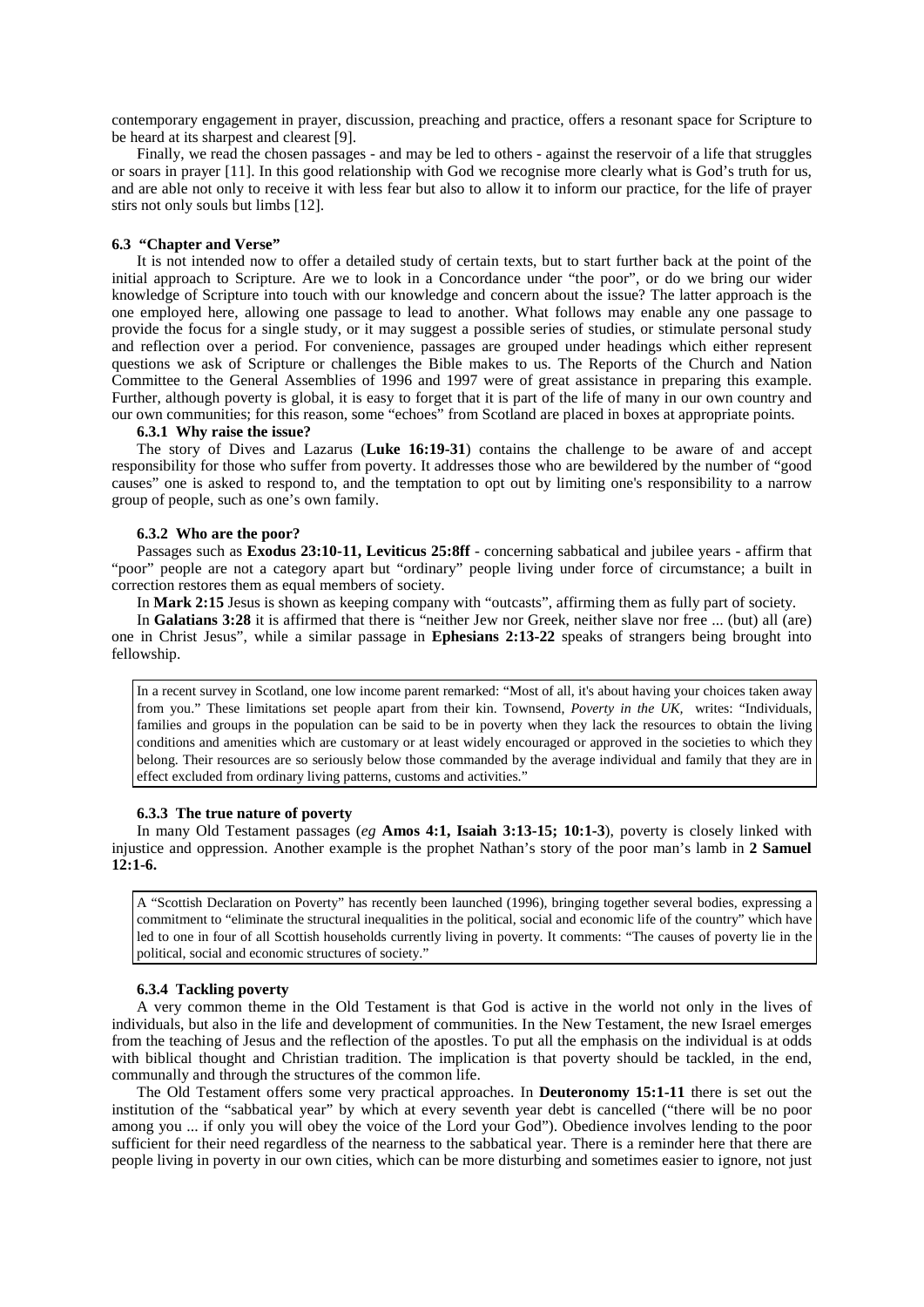contemporary engagement in prayer, discussion, preaching and practice, offers a resonant space for Scripture to be heard at its sharpest and clearest [9].

Finally, we read the chosen passages - and may be led to others - against the reservoir of a life that struggles or soars in prayer [11]. In this good relationship with God we recognise more clearly what is God's truth for us, and are able not only to receive it with less fear but also to allow it to inform our practice, for the life of prayer stirs not only souls but limbs [12].

### 6.3 "Chapter and Verse"

It is not intended now to offer a detailed study of certain texts, but to start further back at the point of the initial approach to Scripture. Are we to look in a Concordance under "the poor", or do we bring our wider knowledge of Scripture into touch with our knowledge and concern about the issue? The latter approach is the one employed here, allowing one passage to lead to another. What follows may enable any one passage to provide the focus for a single study, or it may suggest a possible series of studies, or stimulate personal study and reflection over a period. For convenience, passages are grouped under headings which either represent questions we ask of Scripture or challenges the Bible makes to us. The Reports of the Church and Nation Committee to the General Assemblies of 1996 and 1997 were of great assistance in preparing this example. Further, although poverty is global, it is easy to forget that it is part of the life of many in our own country and our own communities; for this reason, some "echoes" from Scotland are placed in boxes at appropriate points.

#### 6.3.1 Why raise the issue?

The story of Dives and Lazarus (**Luke 16:19-31**) contains the challenge to be aware of and accept responsibility for those who suffer from poverty. It addresses those who are bewildered by the number of "good causes" one is asked to respond to, and the temptation to opt out by limiting one's responsibility to a narrow group of people, such as one's own family.

#### 6.3.2 Who are the poor?

Passages such as **Exodus 23:10-11, Leviticus 25:8ff** - concerning sabbatical and jubilee years - affirm that "poor" people are not a category apart but "ordinary" people living under force of circumstance; a built in correction restores them as equal members of society.

In **Mark 2:15** Jesus is shown as keeping company with "outcasts", affirming them as fully part of society.

In **Galatians 3:28** it is affirmed that there is "neither Jew nor Greek, neither slave nor free ... (but) all (are) one in Christ Jesus", while a similar passage in **Ephesians 2:13-22** speaks of strangers being brought into fellowship.

> In a recent survey in Scotland, one low income parent remarked: "Most of all, it's about having your choices taken away from you." These limitations set people apart from their kin. Townsend, *Poverty in the UK,* writes: "Individuals, families and groups in the population can be said to be in poverty when they lack the resources to obtain the living conditions and amenities which are customary or at least widely encouraged or approved in the societies to which they belong. Their resources are so seriously below those commanded by the average individual and family that they are in effect excluded from ordinary living patterns, customs and activities."

#### 6.3.3 The true nature of poverty

In many Old Testament passages (*eg* **Amos 4:1, Isaiah 3:13-15; 10:1-3**), poverty is closely linked with injustice and oppression. Another example is the prophet Nathan's story of the poor man's lamb in **2 Samuel 12:1-6.**

> A "Scottish Declaration on Poverty" has recently been launched (1996), bringing together several bodies, expressing a commitment to "eliminate the structural inequalities in the political, social and economic life of the country" which have led to one in four of all Scottish households currently living in poverty. It comments: "The causes of poverty lie in the political, social and economic structures of society."

#### 6.3.4 Tackling poverty

A very common theme in the Old Testament is that God is active in the world not only in the lives of individuals, but also in the life and development of communities. In the New Testament, the new Israel emerges from the teaching of Jesus and the reflection of the apostles. To put all the emphasis on the individual is at odds with biblical thought and Christian tradition. The implication is that poverty should be tackled, in the end, communally and through the structures of the common life.

The Old Testament offers some very practical approaches. In **Deuteronomy 15:1-11** there is set out the institution of the "sabbatical year" by which at every seventh year debt is cancelled ("there will be no poor among you ... if only you will obey the voice of the Lord your God"). Obedience involves lending to the poor sufficient for their need regardless of the nearness to the sabbatical year. There is a reminder here that there are people living in poverty in our own cities, which can be more disturbing and sometimes easier to ignore, not just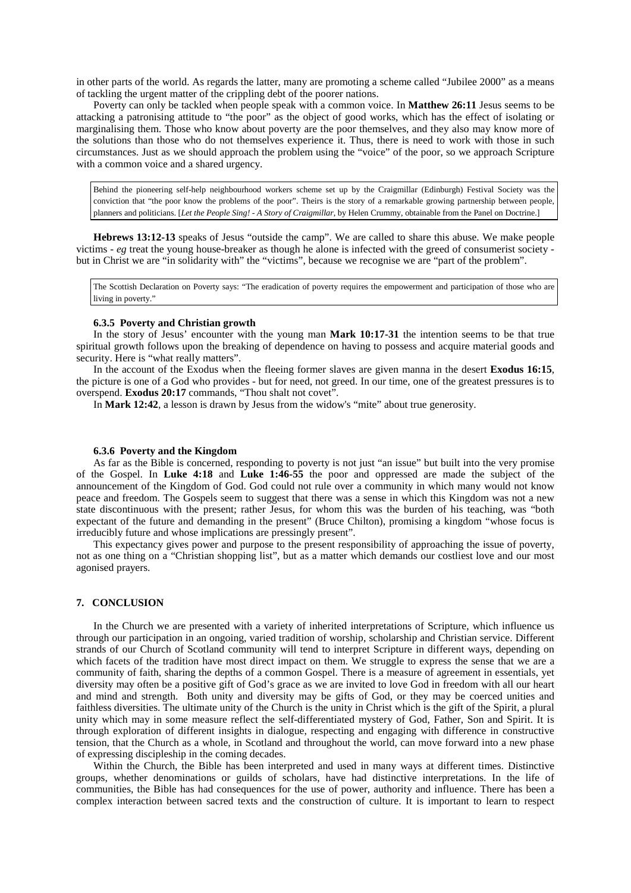in other parts of the world. As regards the latter, many are promoting a scheme called "Jubilee 2000" as a means of tackling the urgent matter of the crippling debt of the poorer nations.

Poverty can only be tackled when people speak with a common voice. In **Matthew 26:11** Jesus seems to be attacking a patronising attitude to "the poor" as the object of good works, which has the effect of isolating or marginalising them. Those who know about poverty are the poor themselves, and they also may know more of the solutions than those who do not themselves experience it. Thus, there is need to work with those in such circumstances. Just as we should approach the problem using the "voice" of the poor, so we approach Scripture with a common voice and a shared urgency.

> Behind the pioneering self-help neighbourhood workers scheme set up by the Craigmillar (Edinburgh) Festival Society was the conviction that "the poor know the problems of the poor". Theirs is the story of a remarkable growing partnership between people, planners and politicians. [*Let the People Sing! - A Story of Craigmillar*, by Helen Crummy, obtainable from the Panel on Doctrine.]

**Hebrews 13:12-13** speaks of Jesus "outside the camp". We are called to share this abuse. We make people victims - *eg* treat the young house-breaker as though he alone is infected with the greed of consumerist society - but in Christ we are "in solidarity with" the "victims", because we recognise we are "part of the problem".

> The Scottish Declaration on Poverty says: "The eradication of poverty requires the empowerment and participation of those who are living in poverty."

#### 6.3.5 Poverty and Christian growth

In the story of Jesus' encounter with the young man **Mark 10:17-31** the intention seems to be that true spiritual growth follows upon the breaking of dependence on having to possess and acquire material goods and security. Here is "what really matters".

In the account of the Exodus when the fleeing former slaves are given manna in the desert **Exodus 16:15**, the picture is one of a God who provides - but for need, not greed. In our time, one of the greatest pressures is to overspend. **Exodus 20:17** commands, "Thou shalt not covet".

In **Mark 12:42**, a lesson is drawn by Jesus from the widow's "mite" about true generosity.

#### 6.3.6 Poverty and the Kingdom

As far as the Bible is concerned, responding to poverty is not just "an issue" but built into the very promise of the Gospel. In **Luke 4:18** and **Luke 1:46-55** the poor and oppressed are made the subject of the announcement of the Kingdom of God. God could not rule over a community in which many would not know peace and freedom. The Gospels seem to suggest that there was a sense in which this Kingdom was not a new state discontinuous with the present; rather Jesus, for whom this was the burden of his teaching, was "both expectant of the future and demanding in the present" (Bruce Chilton), promising a kingdom "whose focus is irreducibly future and whose implications are pressingly present".

This expectancy gives power and purpose to the present responsibility of approaching the issue of poverty, not as one thing on a "Christian shopping list", but as a matter which demands our costliest love and our most agonised prayers.

## 7. CONCLUSION

In the Church we are presented with a variety of inherited interpretations of Scripture, which influence us through our participation in an ongoing, varied tradition of worship, scholarship and Christian service. Different strands of our Church of Scotland community will tend to interpret Scripture in different ways, depending on which facets of the tradition have most direct impact on them. We struggle to express the sense that we are a community of faith, sharing the depths of a common Gospel. There is a measure of agreement in essentials, yet diversity may often be a positive gift of God's grace as we are invited to love God in freedom with all our heart and mind and strength. Both unity and diversity may be gifts of God, or they may be coerced unities and faithless diversities. The ultimate unity of the Church is the unity in Christ which is the gift of the Spirit, a plural unity which may in some measure reflect the self-differentiated mystery of God, Father, Son and Spirit. It is through exploration of different insights in dialogue, respecting and engaging with difference in constructive tension, that the Church as a whole, in Scotland and throughout the world, can move forward into a new phase of expressing discipleship in the coming decades.

Within the Church, the Bible has been interpreted and used in many ways at different times. Distinctive groups, whether denominations or guilds of scholars, have had distinctive interpretations. In the life of communities, the Bible has had consequences for the use of power, authority and influence. There has been a complex interaction between sacred texts and the construction of culture. It is important to learn to respect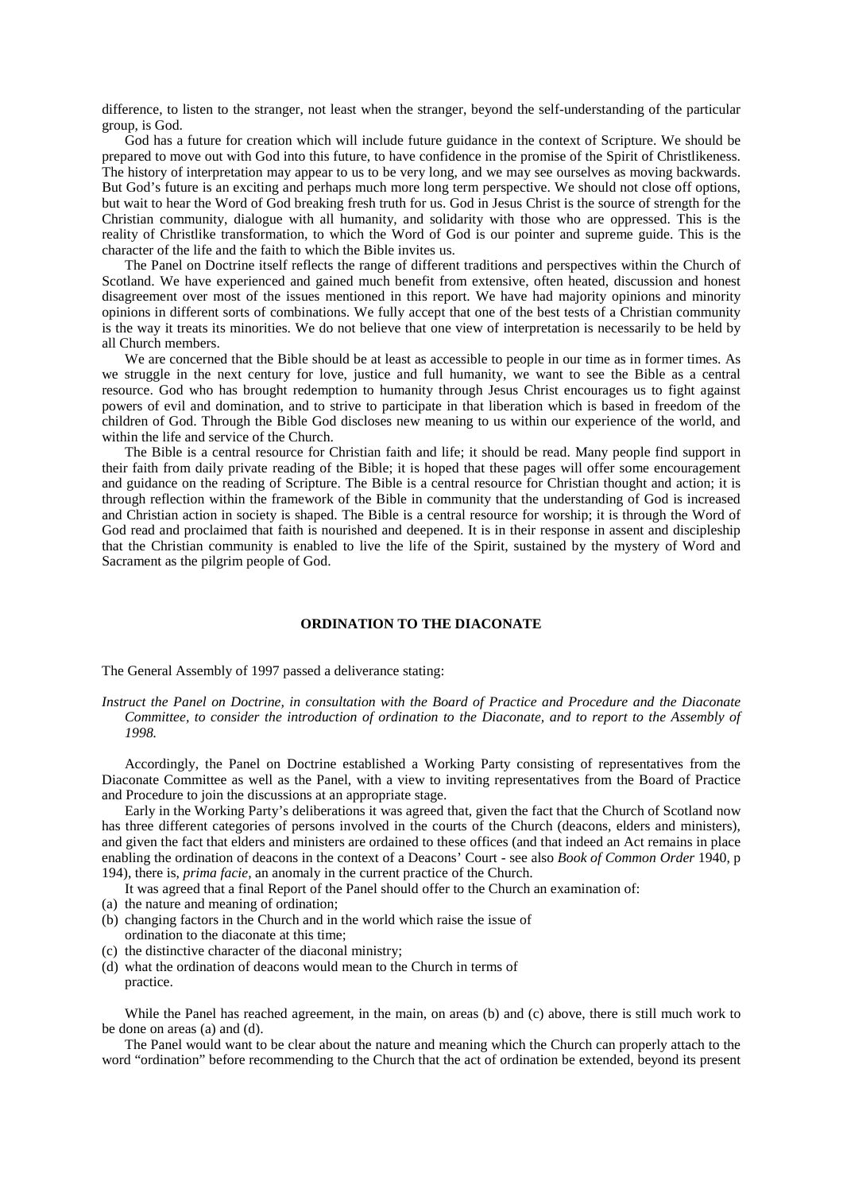difference, to listen to the stranger, not least when the stranger, beyond the self-understanding of the particular group, is God.

God has a future for creation which will include future guidance in the context of Scripture. We should be prepared to move out with God into this future, to have confidence in the promise of the Spirit of Christlikeness. The history of interpretation may appear to us to be very long, and we may see ourselves as moving backwards. But God's future is an exciting and perhaps much more long term perspective. We should not close off options, but wait to hear the Word of God breaking fresh truth for us. God in Jesus Christ is the source of strength for the Christian community, dialogue with all humanity, and solidarity with those who are oppressed. This is the reality of Christlike transformation, to which the Word of God is our pointer and supreme guide. This is the character of the life and the faith to which the Bible invites us.

The Panel on Doctrine itself reflects the range of different traditions and perspectives within the Church of Scotland. We have experienced and gained much benefit from extensive, often heated, discussion and honest disagreement over most of the issues mentioned in this report. We have had majority opinions and minority opinions in different sorts of combinations. We fully accept that one of the best tests of a Christian community is the way it treats its minorities. We do not believe that one view of interpretation is necessarily to be held by all Church members.

We are concerned that the Bible should be at least as accessible to people in our time as in former times. As we struggle in the next century for love, justice and full humanity, we want to see the Bible as a central resource. God who has brought redemption to humanity through Jesus Christ encourages us to fight against powers of evil and domination, and to strive to participate in that liberation which is based in freedom of the children of God. Through the Bible God discloses new meaning to us within our experience of the world, and within the life and service of the Church.

The Bible is a central resource for Christian faith and life; it should be read. Many people find support in their faith from daily private reading of the Bible; it is hoped that these pages will offer some encouragement and guidance on the reading of Scripture. The Bible is a central resource for Christian thought and action; it is through reflection within the framework of the Bible in community that the understanding of God is increased and Christian action in society is shaped. The Bible is a central resource for worship; it is through the Word of God read and proclaimed that faith is nourished and deepened. It is in their response in assent and discipleship that the Christian community is enabled to live the life of the Spirit, sustained by the mystery of Word and Sacrament as the pilgrim people of God.

## ORDINATION TO THE DIACONATE

The General Assembly of 1997 passed a deliverance stating:

*Instruct the Panel on Doctrine, in consultation with the Board of Practice and Procedure and the Diaconate Committee, to consider the introduction of ordination to the Diaconate, and to report to the Assembly of 1998.*

Accordingly, the Panel on Doctrine established a Working Party consisting of representatives from the Diaconate Committee as well as the Panel, with a view to inviting representatives from the Board of Practice and Procedure to join the discussions at an appropriate stage.

Early in the Working Party's deliberations it was agreed that, given the fact that the Church of Scotland now has three different categories of persons involved in the courts of the Church (deacons, elders and ministers), and given the fact that elders and ministers are ordained to these offices (and that indeed an Act remains in place enabling the ordination of deacons in the context of a Deacons' Court - see also *Book of Common Order* 1940, p 194), there is, *prima facie*, an anomaly in the current practice of the Church.

It was agreed that a final Report of the Panel should offer to the Church an examination of:

(a) the nature and meaning of ordination;
(b) changing factors in the Church and in the world which raise the issue of ordination to the diaconate at this time;
(c) the distinctive character of the diaconal ministry;
(d) what the ordination of deacons would mean to the Church in terms of practice.

While the Panel has reached agreement, in the main, on areas (b) and (c) above, there is still much work to be done on areas (a) and (d).

The Panel would want to be clear about the nature and meaning which the Church can properly attach to the word "ordination" before recommending to the Church that the act of ordination be extended, beyond its present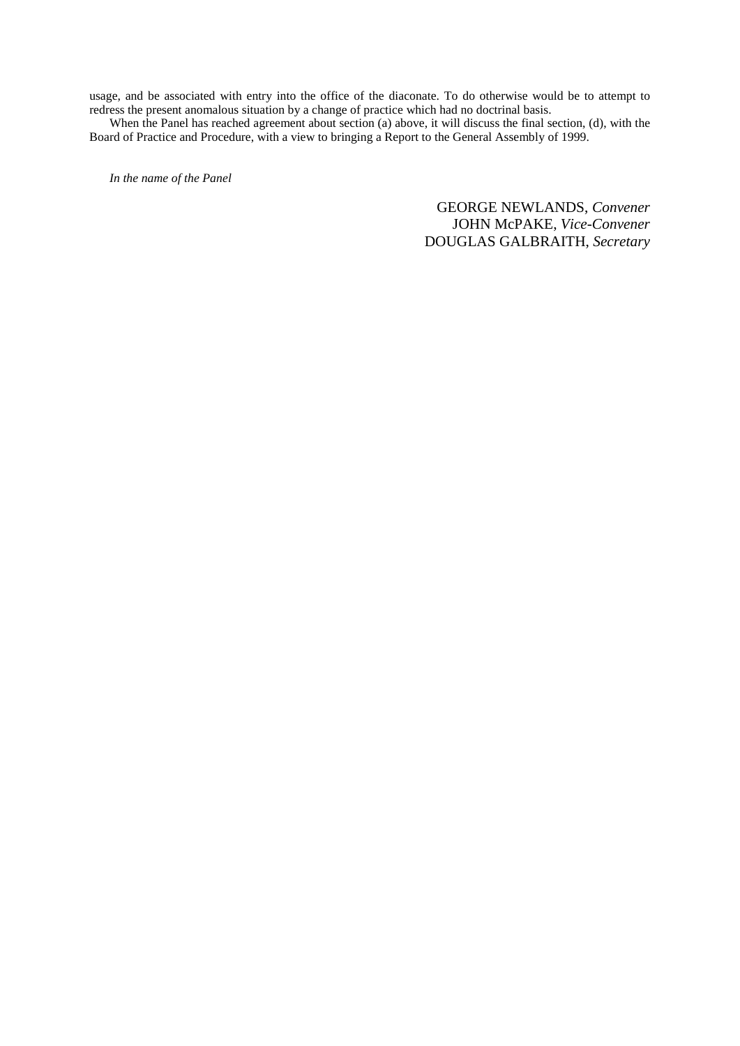usage, and be associated with entry into the office of the diaconate. To do otherwise would be to attempt to redress the present anomalous situation by a change of practice which had no doctrinal basis.

When the Panel has reached agreement about section (a) above, it will discuss the final section, (d), with the Board of Practice and Procedure, with a view to bringing a Report to the General Assembly of 1999.

*In the name of the Panel*

GEORGE NEWLANDS, *Convener*
JOHN McPAKE, *Vice-Convener*
DOUGLAS GALBRAITH, *Secretary*